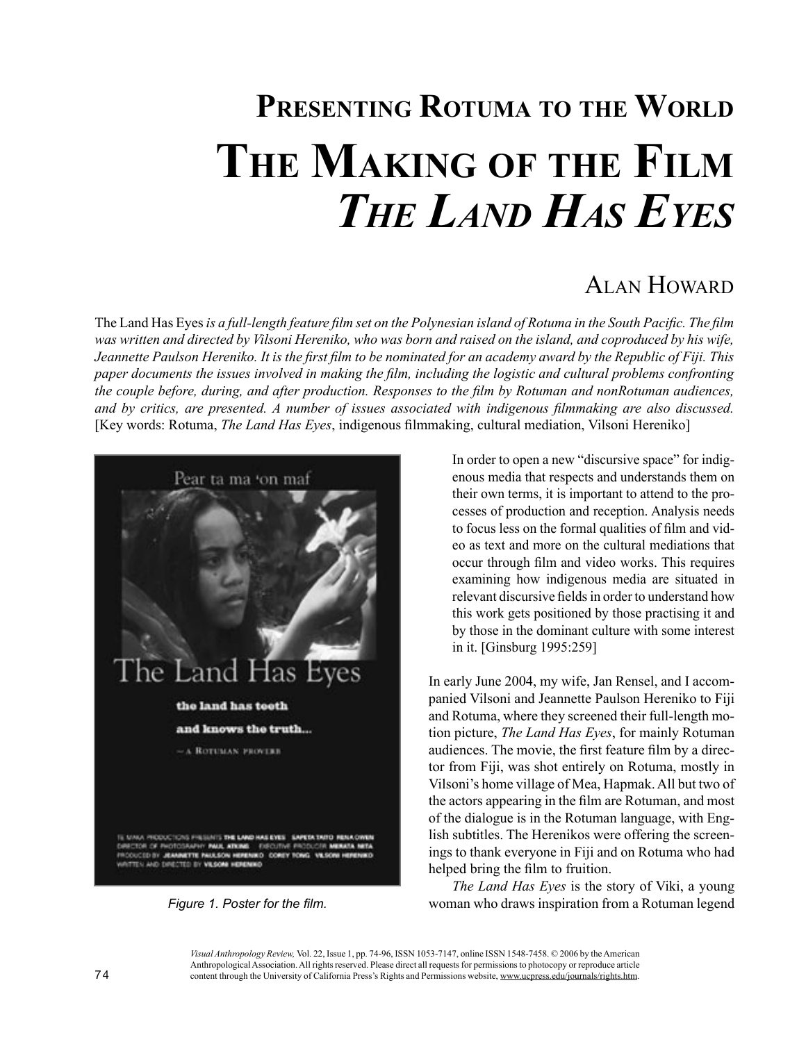# Presenting Rotuma to the World

# The Making of the Film *The Land Has Eyes*

## Alan Howard

The Land Has Eyes *is a full-length feature film set on the Polynesian island of Rotuma in the South Pacific. The film was written and directed by Vilsoni Hereniko, who was born and raised on the island, and coproduced by his wife, Jeannette Paulson Hereniko. It is the first film to be nominated for an academy award by the Republic of Fiji. This paper documents the issues involved in making the film, including the logistic and cultural problems confronting the couple before, during, and after production. Responses to the film by Rotuman and nonRotuman audiences, and by critics, are presented. A number of issues associated with indigenous filmmaking are also discussed.* [Key words: Rotuma, *The Land Has Eyes*, indigenous filmmaking, cultural mediation, Vilsoni Hereniko]

*Figure 1. Poster for the film.*

> In order to open a new "discursive space" for indigenous media that respects and understands them on their own terms, it is important to attend to the processes of production and reception. Analysis needs to focus less on the formal qualities of film and video as text and more on the cultural mediations that occur through film and video works. This requires examining how indigenous media are situated in relevant discursive fields in order to understand how this work gets positioned by those practising it and by those in the dominant culture with some interest in it. [Ginsburg 1995:259]

In early June 2004, my wife, Jan Rensel, and I accompanied Vilsoni and Jeannette Paulson Hereniko to Fiji and Rotuma, where they screened their full-length motion picture, *The Land Has Eyes*, for mainly Rotuman audiences. The movie, the first feature film by a director from Fiji, was shot entirely on Rotuma, mostly in Vilsoni's home village of Mea, Hapmak. All but two of the actors appearing in the film are Rotuman, and most of the dialogue is in the Rotuman language, with English subtitles. The Herenikos were offering the screenings to thank everyone in Fiji and on Rotuma who had helped bring the film to fruition.

*The Land Has Eyes* is the story of Viki, a young woman who draws inspiration from a Rotuman legend

*Visual Anthropology Review,* Vol. 22, Issue 1, pp. 74-96, ISSN 1053-7147, online ISSN 1548-7458. © 2006 by the American Anthropological Association. All rights reserved. Please direct all requests for permissions to photocopy or reproduce article content through the University of California Press's Rights and Permissions website, www.ucpress.edu/journals/rights.htm.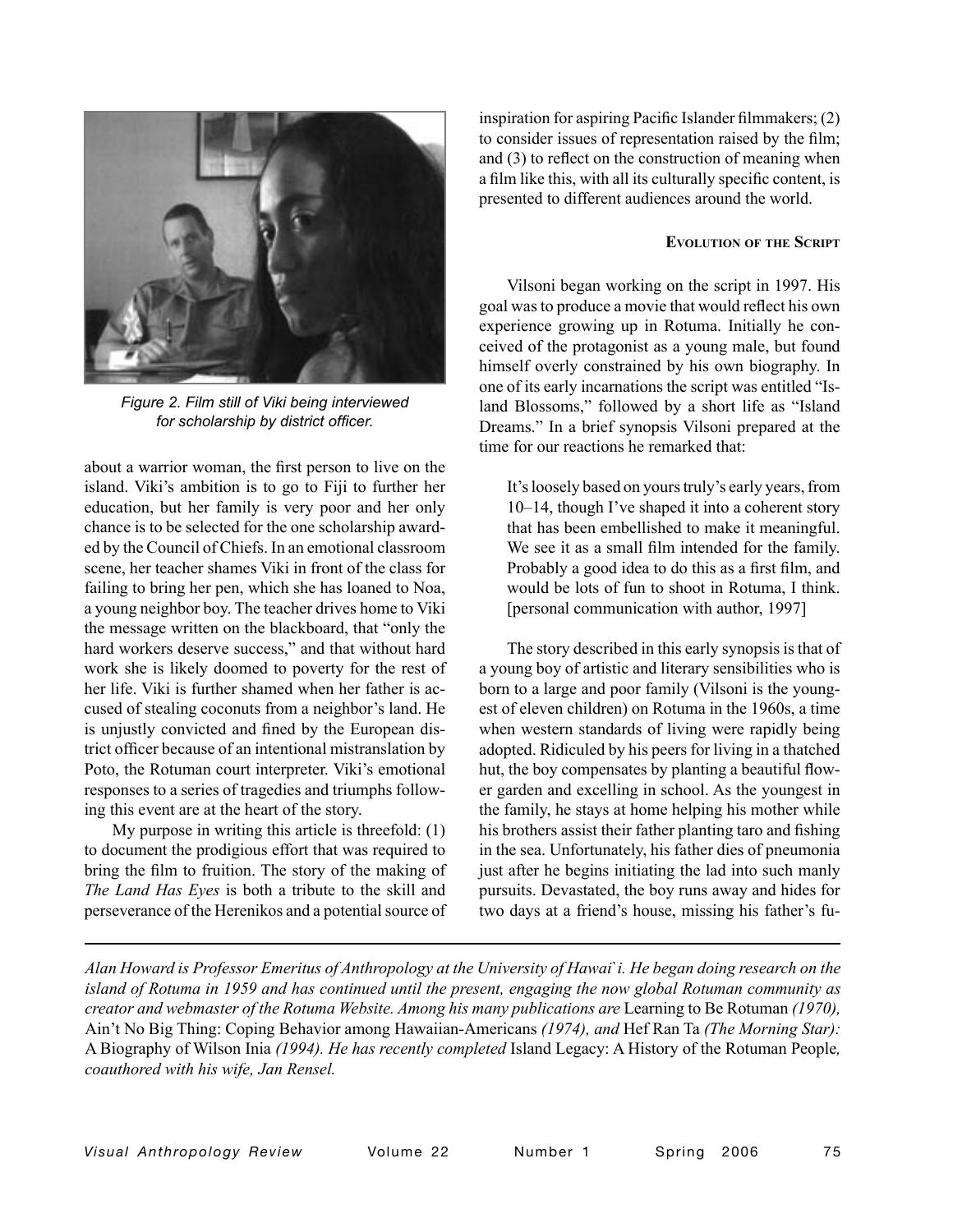Figure 2. Film still of Viki being interviewed for scholarship by district officer.

about a warrior woman, the first person to live on the island. Viki's ambition is to go to Fiji to further her education, but her family is very poor and her only chance is to be selected for the one scholarship awarded by the Council of Chiefs. In an emotional classroom scene, her teacher shames Viki in front of the class for failing to bring her pen, which she has loaned to Noa, a young neighbor boy. The teacher drives home to Viki the message written on the blackboard, that "only the hard workers deserve success," and that without hard work she is likely doomed to poverty for the rest of her life. Viki is further shamed when her father is accused of stealing coconuts from a neighbor's land. He is unjustly convicted and fined by the European district officer because of an intentional mistranslation by Poto, the Rotuman court interpreter. Viki's emotional responses to a series of tragedies and triumphs following this event are at the heart of the story.

My purpose in writing this article is threefold: (1) to document the prodigious effort that was required to bring the film to fruition. The story of the making of *The Land Has Eyes* is both a tribute to the skill and perseverance of the Herenikos and a potential source of inspiration for aspiring Pacific Islander filmmakers; (2) to consider issues of representation raised by the film; and (3) to reflect on the construction of meaning when a film like this, with all its culturally specific content, is presented to different audiences around the world.

## Evolution of the Script

Vilsoni began working on the script in 1997. His goal was to produce a movie that would reflect his own experience growing up in Rotuma. Initially he conceived of the protagonist as a young male, but found himself overly constrained by his own biography. In one of its early incarnations the script was entitled "Island Blossoms," followed by a short life as "Island Dreams." In a brief synopsis Vilsoni prepared at the time for our reactions he remarked that:

> It's loosely based on yours truly's early years, from 10–14, though I've shaped it into a coherent story that has been embellished to make it meaningful. We see it as a small film intended for the family. Probably a good idea to do this as a first film, and would be lots of fun to shoot in Rotuma, I think. [personal communication with author, 1997]

The story described in this early synopsis is that of a young boy of artistic and literary sensibilities who is born to a large and poor family (Vilsoni is the youngest of eleven children) on Rotuma in the 1960s, a time when western standards of living were rapidly being adopted. Ridiculed by his peers for living in a thatched hut, the boy compensates by planting a beautiful flower garden and excelling in school. As the youngest in the family, he stays at home helping his mother while his brothers assist their father planting taro and fishing in the sea. Unfortunately, his father dies of pneumonia just after he begins initiating the lad into such manly pursuits. Devastated, the boy runs away and hides for two days at a friend's house, missing his father's fu-

*Alan Howard is Professor Emeritus of Anthropology at the University of Hawai`i. He began doing research on the island of Rotuma in 1959 and has continued until the present, engaging the now global Rotuman community as creator and webmaster of the Rotuma Website. Among his many publications are* Learning to Be Rotuman *(1970),* Ain't No Big Thing: Coping Behavior among Hawaiian-Americans *(1974), and* Hef Ran Ta *(The Morning Star):* A Biography of Wilson Inia *(1994). He has recently completed* Island Legacy: A History of the Rotuman People*, coauthored with his wife, Jan Rensel.*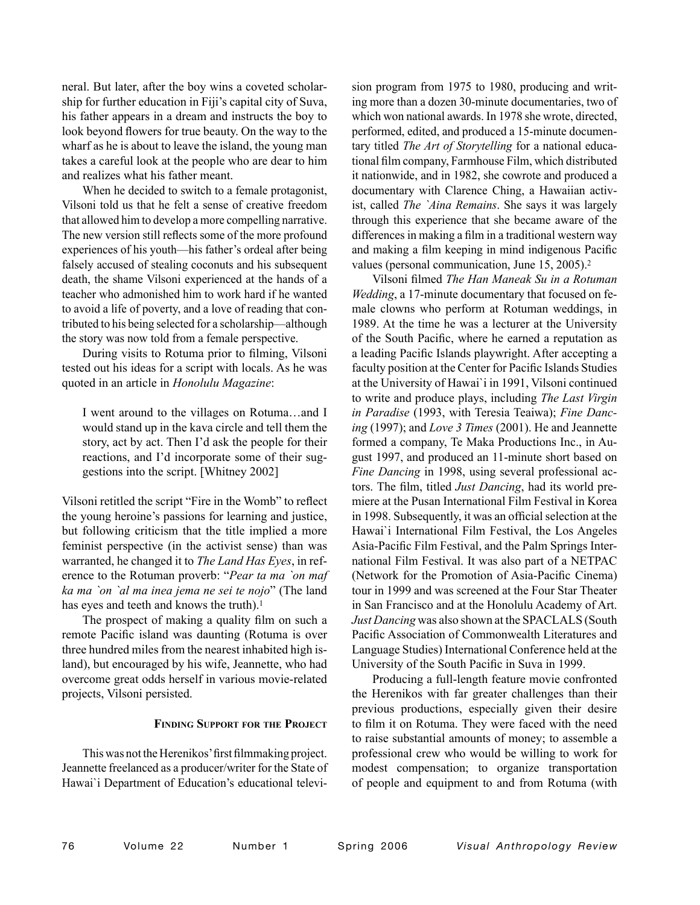neral. But later, after the boy wins a coveted scholarship for further education in Fiji's capital city of Suva, his father appears in a dream and instructs the boy to look beyond flowers for true beauty. On the way to the wharf as he is about to leave the island, the young man takes a careful look at the people who are dear to him and realizes what his father meant.

When he decided to switch to a female protagonist, Vilsoni told us that he felt a sense of creative freedom that allowed him to develop a more compelling narrative. The new version still reflects some of the more profound experiences of his youth—his father's ordeal after being falsely accused of stealing coconuts and his subsequent death, the shame Vilsoni experienced at the hands of a teacher who admonished him to work hard if he wanted to avoid a life of poverty, and a love of reading that contributed to his being selected for a scholarship—although the story was now told from a female perspective.

During visits to Rotuma prior to filming, Vilsoni tested out his ideas for a script with locals. As he was quoted in an article in *Honolulu Magazine*:

> I went around to the villages on Rotuma…and I would stand up in the kava circle and tell them the story, act by act. Then I'd ask the people for their reactions, and I'd incorporate some of their suggestions into the script. [Whitney 2002]

Vilsoni retitled the script "Fire in the Womb" to reflect the young heroine's passions for learning and justice, but following criticism that the title implied a more feminist perspective (in the activist sense) than was warranted, he changed it to *The Land Has Eyes*, in reference to the Rotuman proverb: "*Pear ta ma `on maf ka ma `on `al ma inea jema ne sei te nojo*" (The land has eyes and teeth and knows the truth).[1]

The prospect of making a quality film on such a remote Pacific island was daunting (Rotuma is over three hundred miles from the nearest inhabited high island), but encouraged by his wife, Jeannette, who had overcome great odds herself in various movie-related projects, Vilsoni persisted.

## Finding Support for the Project

This was not the Herenikos' first filmmaking project. Jeannette freelanced as a producer/writer for the State of Hawai`i Department of Education's educational television program from 1975 to 1980, producing and writing more than a dozen 30-minute documentaries, two of which won national awards. In 1978 she wrote, directed, performed, edited, and produced a 15-minute documentary titled *The Art of Storytelling* for a national educational film company, Farmhouse Film, which distributed it nationwide, and in 1982, she cowrote and produced a documentary with Clarence Ching, a Hawaiian activist, called *The `Aina Remains*. She says it was largely through this experience that she became aware of the differences in making a film in a traditional western way and making a film keeping in mind indigenous Pacific values (personal communication, June 15, 2005).[2]

Vilsoni filmed *The Han Maneak Su in a Rotuman Wedding*, a 17-minute documentary that focused on female clowns who perform at Rotuman weddings, in 1989. At the time he was a lecturer at the University of the South Pacific, where he earned a reputation as a leading Pacific Islands playwright. After accepting a faculty position at the Center for Pacific Islands Studies at the University of Hawai`i in 1991, Vilsoni continued to write and produce plays, including *The Last Virgin in Paradise* (1993, with Teresia Teaiwa); *Fine Dancing* (1997); and *Love 3 Times* (2001). He and Jeannette formed a company, Te Maka Productions Inc., in August 1997, and produced an 11-minute short based on *Fine Dancing* in 1998, using several professional actors. The film, titled *Just Dancing*, had its world premiere at the Pusan International Film Festival in Korea in 1998. Subsequently, it was an official selection at the Hawai`i International Film Festival, the Los Angeles Asia-Pacific Film Festival, and the Palm Springs International Film Festival. It was also part of a NETPAC (Network for the Promotion of Asia-Pacific Cinema) tour in 1999 and was screened at the Four Star Theater in San Francisco and at the Honolulu Academy of Art. *Just Dancing* was also shown at the SPACLALS (South Pacific Association of Commonwealth Literatures and Language Studies) International Conference held at the University of the South Pacific in Suva in 1999.

Producing a full-length feature movie confronted the Herenikos with far greater challenges than their previous productions, especially given their desire to film it on Rotuma. They were faced with the need to raise substantial amounts of money; to assemble a professional crew who would be willing to work for modest compensation; to organize transportation of people and equipment to and from Rotuma (with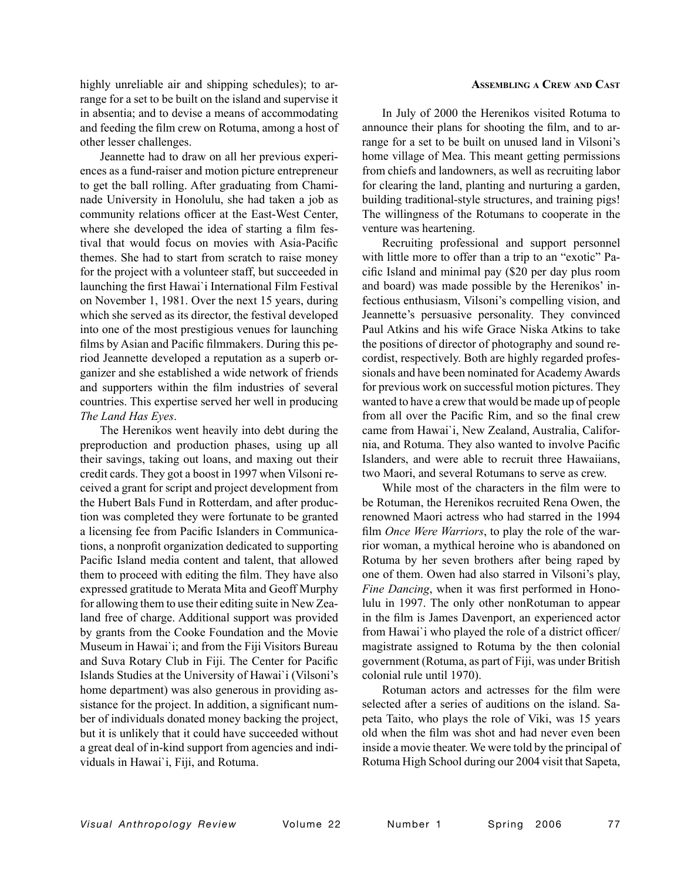highly unreliable air and shipping schedules); to arrange for a set to be built on the island and supervise it in absentia; and to devise a means of accommodating and feeding the film crew on Rotuma, among a host of other lesser challenges.

Jeannette had to draw on all her previous experiences as a fund-raiser and motion picture entrepreneur to get the ball rolling. After graduating from Chaminade University in Honolulu, she had taken a job as community relations officer at the East-West Center, where she developed the idea of starting a film festival that would focus on movies with Asia-Pacific themes. She had to start from scratch to raise money for the project with a volunteer staff, but succeeded in launching the first Hawai`i International Film Festival on November 1, 1981. Over the next 15 years, during which she served as its director, the festival developed into one of the most prestigious venues for launching films by Asian and Pacific filmmakers. During this period Jeannette developed a reputation as a superb organizer and she established a wide network of friends and supporters within the film industries of several countries. This expertise served her well in producing *The Land Has Eyes*.

The Herenikos went heavily into debt during the preproduction and production phases, using up all their savings, taking out loans, and maxing out their credit cards. They got a boost in 1997 when Vilsoni received a grant for script and project development from the Hubert Bals Fund in Rotterdam, and after production was completed they were fortunate to be granted a licensing fee from Pacific Islanders in Communications, a nonprofit organization dedicated to supporting Pacific Island media content and talent, that allowed them to proceed with editing the film. They have also expressed gratitude to Merata Mita and Geoff Murphy for allowing them to use their editing suite in New Zealand free of charge. Additional support was provided by grants from the Cooke Foundation and the Movie Museum in Hawai`i; and from the Fiji Visitors Bureau and Suva Rotary Club in Fiji. The Center for Pacific Islands Studies at the University of Hawai`i (Vilsoni's home department) was also generous in providing assistance for the project. In addition, a significant number of individuals donated money backing the project, but it is unlikely that it could have succeeded without a great deal of in-kind support from agencies and individuals in Hawai`i, Fiji, and Rotuma.

## Assembling a Crew and Cast

In July of 2000 the Herenikos visited Rotuma to announce their plans for shooting the film, and to arrange for a set to be built on unused land in Vilsoni's home village of Mea. This meant getting permissions from chiefs and landowners, as well as recruiting labor for clearing the land, planting and nurturing a garden, building traditional-style structures, and training pigs! The willingness of the Rotumans to cooperate in the venture was heartening.

Recruiting professional and support personnel with little more to offer than a trip to an "exotic" Pacific Island and minimal pay ($20 per day plus room and board) was made possible by the Herenikos' infectious enthusiasm, Vilsoni's compelling vision, and Jeannette's persuasive personality. They convinced Paul Atkins and his wife Grace Niska Atkins to take the positions of director of photography and sound recordist, respectively. Both are highly regarded professionals and have been nominated for Academy Awards for previous work on successful motion pictures. They wanted to have a crew that would be made up of people from all over the Pacific Rim, and so the final crew came from Hawai`i, New Zealand, Australia, California, and Rotuma. They also wanted to involve Pacific Islanders, and were able to recruit three Hawaiians, two Maori, and several Rotumans to serve as crew.

While most of the characters in the film were to be Rotuman, the Herenikos recruited Rena Owen, the renowned Maori actress who had starred in the 1994 film *Once Were Warriors*, to play the role of the warrior woman, a mythical heroine who is abandoned on Rotuma by her seven brothers after being raped by one of them. Owen had also starred in Vilsoni's play, *Fine Dancing*, when it was first performed in Honolulu in 1997. The only other nonRotuman to appear in the film is James Davenport, an experienced actor from Hawai`i who played the role of a district officer/magistrate assigned to Rotuma by the then colonial government (Rotuma, as part of Fiji, was under British colonial rule until 1970).

Rotuman actors and actresses for the film were selected after a series of auditions on the island. Sapeta Taito, who plays the role of Viki, was 15 years old when the film was shot and had never even been inside a movie theater. We were told by the principal of Rotuma High School during our 2004 visit that Sapeta,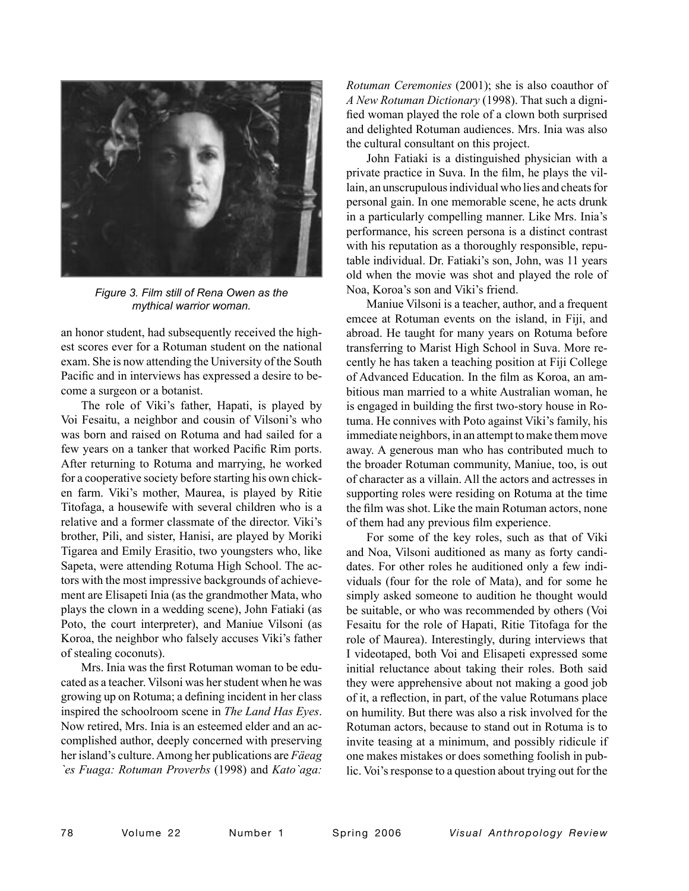Figure 3. Film still of Rena Owen as the mythical warrior woman.

an honor student, had subsequently received the highest scores ever for a Rotuman student on the national exam. She is now attending the University of the South Pacific and in interviews has expressed a desire to become a surgeon or a botanist.

The role of Viki's father, Hapati, is played by Voi Fesaitu, a neighbor and cousin of Vilsoni's who was born and raised on Rotuma and had sailed for a few years on a tanker that worked Pacific Rim ports. After returning to Rotuma and marrying, he worked for a cooperative society before starting his own chicken farm. Viki's mother, Maurea, is played by Ritie Titofaga, a housewife with several children who is a relative and a former classmate of the director. Viki's brother, Pili, and sister, Hanisi, are played by Moriki Tigarea and Emily Erasitio, two youngsters who, like Sapeta, were attending Rotuma High School. The actors with the most impressive backgrounds of achievement are Elisapeti Inia (as the grandmother Mata, who plays the clown in a wedding scene), John Fatiaki (as Poto, the court interpreter), and Maniue Vilsoni (as Koroa, the neighbor who falsely accuses Viki's father of stealing coconuts).

Mrs. Inia was the first Rotuman woman to be educated as a teacher. Vilsoni was her student when he was growing up on Rotuma; a defining incident in her class inspired the schoolroom scene in *The Land Has Eyes*. Now retired, Mrs. Inia is an esteemed elder and an accomplished author, deeply concerned with preserving her island's culture. Among her publications are *Fäeag `es Fuaga: Rotuman Proverbs* (1998) and *Kato`aga: Rotuman Ceremonies* (2001); she is also coauthor of *A New Rotuman Dictionary* (1998). That such a dignified woman played the role of a clown both surprised and delighted Rotuman audiences. Mrs. Inia was also the cultural consultant on this project.

John Fatiaki is a distinguished physician with a private practice in Suva. In the film, he plays the villain, an unscrupulous individual who lies and cheats for personal gain. In one memorable scene, he acts drunk in a particularly compelling manner. Like Mrs. Inia's performance, his screen persona is a distinct contrast with his reputation as a thoroughly responsible, reputable individual. Dr. Fatiaki's son, John, was 11 years old when the movie was shot and played the role of Noa, Koroa's son and Viki's friend.

Maniue Vilsoni is a teacher, author, and a frequent emcee at Rotuman events on the island, in Fiji, and abroad. He taught for many years on Rotuma before transferring to Marist High School in Suva. More recently he has taken a teaching position at Fiji College of Advanced Education. In the film as Koroa, an ambitious man married to a white Australian woman, he is engaged in building the first two-story house in Rotuma. He connives with Poto against Viki's family, his immediate neighbors, in an attempt to make them move away. A generous man who has contributed much to the broader Rotuman community, Maniue, too, is out of character as a villain. All the actors and actresses in supporting roles were residing on Rotuma at the time the film was shot. Like the main Rotuman actors, none of them had any previous film experience.

For some of the key roles, such as that of Viki and Noa, Vilsoni auditioned as many as forty candidates. For other roles he auditioned only a few individuals (four for the role of Mata), and for some he simply asked someone to audition he thought would be suitable, or who was recommended by others (Voi Fesaitu for the role of Hapati, Ritie Titofaga for the role of Maurea). Interestingly, during interviews that I videotaped, both Voi and Elisapeti expressed some initial reluctance about taking their roles. Both said they were apprehensive about not making a good job of it, a reflection, in part, of the value Rotumans place on humility. But there was also a risk involved for the Rotuman actors, because to stand out in Rotuma is to invite teasing at a minimum, and possibly ridicule if one makes mistakes or does something foolish in public. Voi's response to a question about trying out for the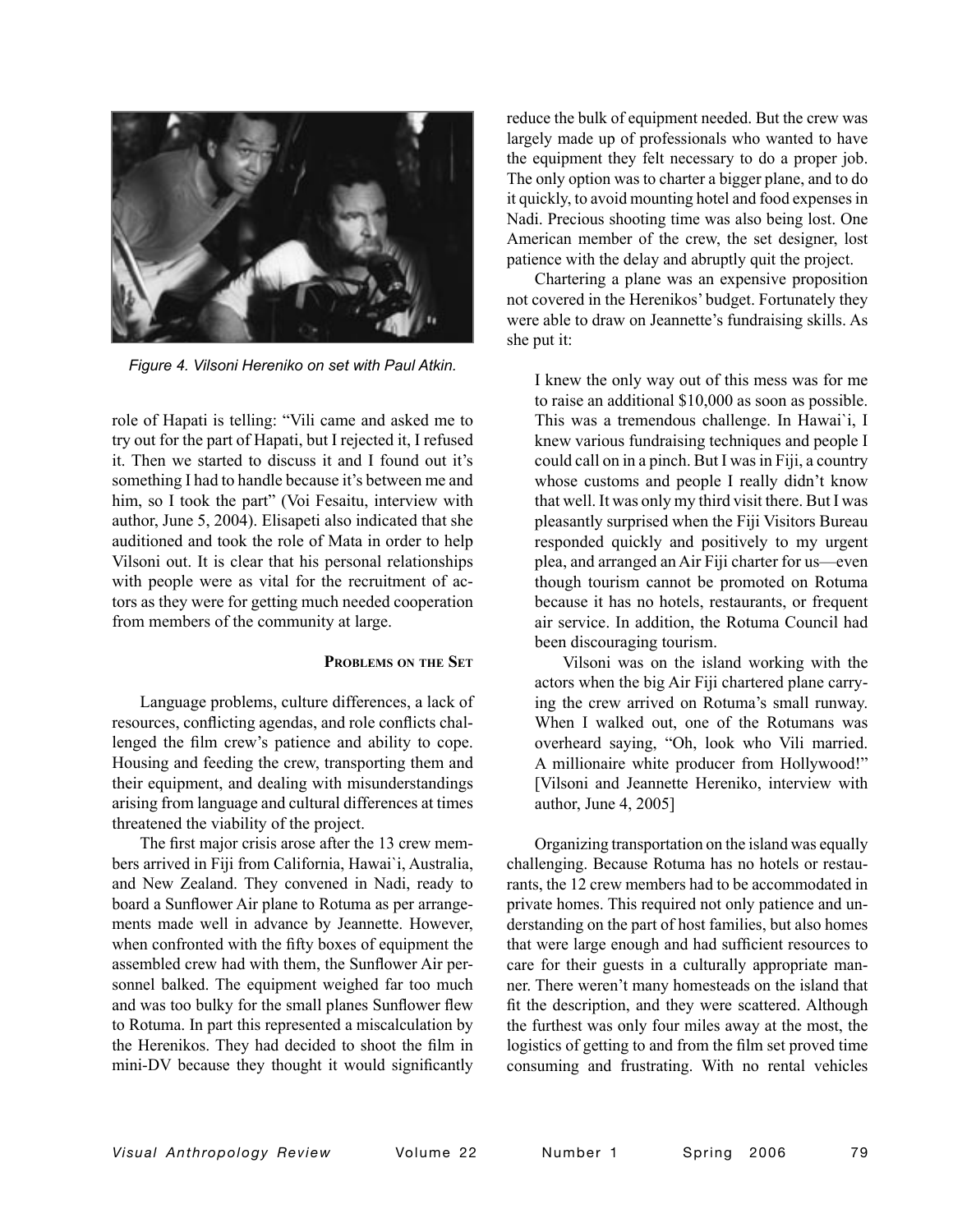Figure 4. Vilsoni Hereniko on set with Paul Atkin.

role of Hapati is telling: "Vili came and asked me to try out for the part of Hapati, but I rejected it, I refused it. Then we started to discuss it and I found out it's something I had to handle because it's between me and him, so I took the part" (Voi Fesaitu, interview with author, June 5, 2004). Elisapeti also indicated that she auditioned and took the role of Mata in order to help Vilsoni out. It is clear that his personal relationships with people were as vital for the recruitment of actors as they were for getting much needed cooperation from members of the community at large.

### Problems on the Set

Language problems, culture differences, a lack of resources, conflicting agendas, and role conflicts challenged the film crew's patience and ability to cope. Housing and feeding the crew, transporting them and their equipment, and dealing with misunderstandings arising from language and cultural differences at times threatened the viability of the project.

The first major crisis arose after the 13 crew members arrived in Fiji from California, Hawai`i, Australia, and New Zealand. They convened in Nadi, ready to board a Sunflower Air plane to Rotuma as per arrangements made well in advance by Jeannette. However, when confronted with the fifty boxes of equipment the assembled crew had with them, the Sunflower Air personnel balked. The equipment weighed far too much and was too bulky for the small planes Sunflower flew to Rotuma. In part this represented a miscalculation by the Herenikos. They had decided to shoot the film in mini-DV because they thought it would significantly reduce the bulk of equipment needed. But the crew was largely made up of professionals who wanted to have the equipment they felt necessary to do a proper job. The only option was to charter a bigger plane, and to do it quickly, to avoid mounting hotel and food expenses in Nadi. Precious shooting time was also being lost. One American member of the crew, the set designer, lost patience with the delay and abruptly quit the project.

Chartering a plane was an expensive proposition not covered in the Herenikos' budget. Fortunately they were able to draw on Jeannette's fundraising skills. As she put it:

> I knew the only way out of this mess was for me to raise an additional $10,000 as soon as possible. This was a tremendous challenge. In Hawai`i, I knew various fundraising techniques and people I could call on in a pinch. But I was in Fiji, a country whose customs and people I really didn't know that well. It was only my third visit there. But I was pleasantly surprised when the Fiji Visitors Bureau responded quickly and positively to my urgent plea, and arranged an Air Fiji charter for us—even though tourism cannot be promoted on Rotuma because it has no hotels, restaurants, or frequent air service. In addition, the Rotuma Council had been discouraging tourism.
>
> Vilsoni was on the island working with the actors when the big Air Fiji chartered plane carrying the crew arrived on Rotuma's small runway. When I walked out, one of the Rotumans was overheard saying, "Oh, look who Vili married. A millionaire white producer from Hollywood!" [Vilsoni and Jeannette Hereniko, interview with author, June 4, 2005]

Organizing transportation on the island was equally challenging. Because Rotuma has no hotels or restaurants, the 12 crew members had to be accommodated in private homes. This required not only patience and understanding on the part of host families, but also homes that were large enough and had sufficient resources to care for their guests in a culturally appropriate manner. There weren't many homesteads on the island that fit the description, and they were scattered. Although the furthest was only four miles away at the most, the logistics of getting to and from the film set proved time consuming and frustrating. With no rental vehicles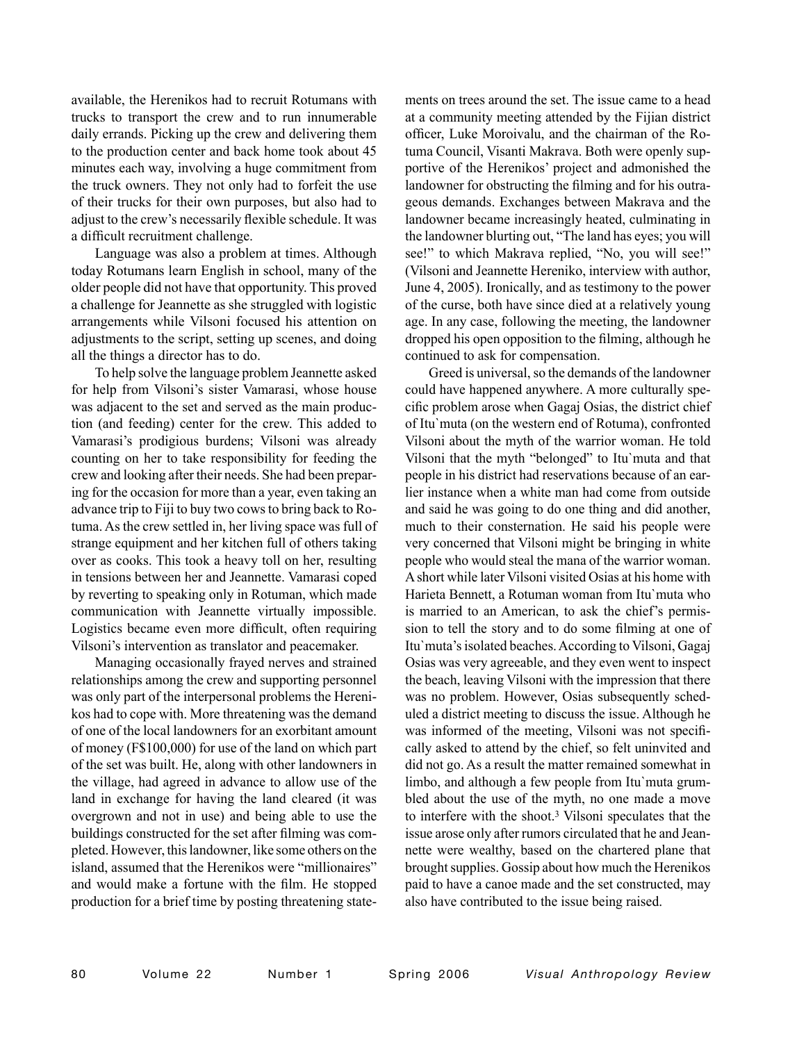available, the Herenikos had to recruit Rotumans with trucks to transport the crew and to run innumerable daily errands. Picking up the crew and delivering them to the production center and back home took about 45 minutes each way, involving a huge commitment from the truck owners. They not only had to forfeit the use of their trucks for their own purposes, but also had to adjust to the crew's necessarily flexible schedule. It was a difficult recruitment challenge.

Language was also a problem at times. Although today Rotumans learn English in school, many of the older people did not have that opportunity. This proved a challenge for Jeannette as she struggled with logistic arrangements while Vilsoni focused his attention on adjustments to the script, setting up scenes, and doing all the things a director has to do.

To help solve the language problem Jeannette asked for help from Vilsoni's sister Vamarasi, whose house was adjacent to the set and served as the main production (and feeding) center for the crew. This added to Vamarasi's prodigious burdens; Vilsoni was already counting on her to take responsibility for feeding the crew and looking after their needs. She had been preparing for the occasion for more than a year, even taking an advance trip to Fiji to buy two cows to bring back to Rotuma. As the crew settled in, her living space was full of strange equipment and her kitchen full of others taking over as cooks. This took a heavy toll on her, resulting in tensions between her and Jeannette. Vamarasi coped by reverting to speaking only in Rotuman, which made communication with Jeannette virtually impossible. Logistics became even more difficult, often requiring Vilsoni's intervention as translator and peacemaker.

Managing occasionally frayed nerves and strained relationships among the crew and supporting personnel was only part of the interpersonal problems the Herenikos had to cope with. More threatening was the demand of one of the local landowners for an exorbitant amount of money (F$100,000) for use of the land on which part of the set was built. He, along with other landowners in the village, had agreed in advance to allow use of the land in exchange for having the land cleared (it was overgrown and not in use) and being able to use the buildings constructed for the set after filming was completed. However, this landowner, like some others on the island, assumed that the Herenikos were "millionaires" and would make a fortune with the film. He stopped production for a brief time by posting threatening statements on trees around the set. The issue came to a head at a community meeting attended by the Fijian district officer, Luke Moroivalu, and the chairman of the Rotuma Council, Visanti Makrava. Both were openly supportive of the Herenikos' project and admonished the landowner for obstructing the filming and for his outrageous demands. Exchanges between Makrava and the landowner became increasingly heated, culminating in the landowner blurting out, "The land has eyes; you will see!" to which Makrava replied, "No, you will see!" (Vilsoni and Jeannette Hereniko, interview with author, June 4, 2005). Ironically, and as testimony to the power of the curse, both have since died at a relatively young age. In any case, following the meeting, the landowner dropped his open opposition to the filming, although he continued to ask for compensation.

Greed is universal, so the demands of the landowner could have happened anywhere. A more culturally specific problem arose when Gagaj Osias, the district chief of Itu`muta (on the western end of Rotuma), confronted Vilsoni about the myth of the warrior woman. He told Vilsoni that the myth "belonged" to Itu`muta and that people in his district had reservations because of an earlier instance when a white man had come from outside and said he was going to do one thing and did another, much to their consternation. He said his people were very concerned that Vilsoni might be bringing in white people who would steal the mana of the warrior woman. A short while later Vilsoni visited Osias at his home with Harieta Bennett, a Rotuman woman from Itu`muta who is married to an American, to ask the chief's permission to tell the story and to do some filming at one of Itu`muta's isolated beaches. According to Vilsoni, Gagaj Osias was very agreeable, and they even went to inspect the beach, leaving Vilsoni with the impression that there was no problem. However, Osias subsequently scheduled a district meeting to discuss the issue. Although he was informed of the meeting, Vilsoni was not specifically asked to attend by the chief, so felt uninvited and did not go. As a result the matter remained somewhat in limbo, and although a few people from Itu`muta grumbled about the use of the myth, no one made a move to interfere with the shoot.[3] Vilsoni speculates that the issue arose only after rumors circulated that he and Jeannette were wealthy, based on the chartered plane that brought supplies. Gossip about how much the Herenikos paid to have a canoe made and the set constructed, may also have contributed to the issue being raised.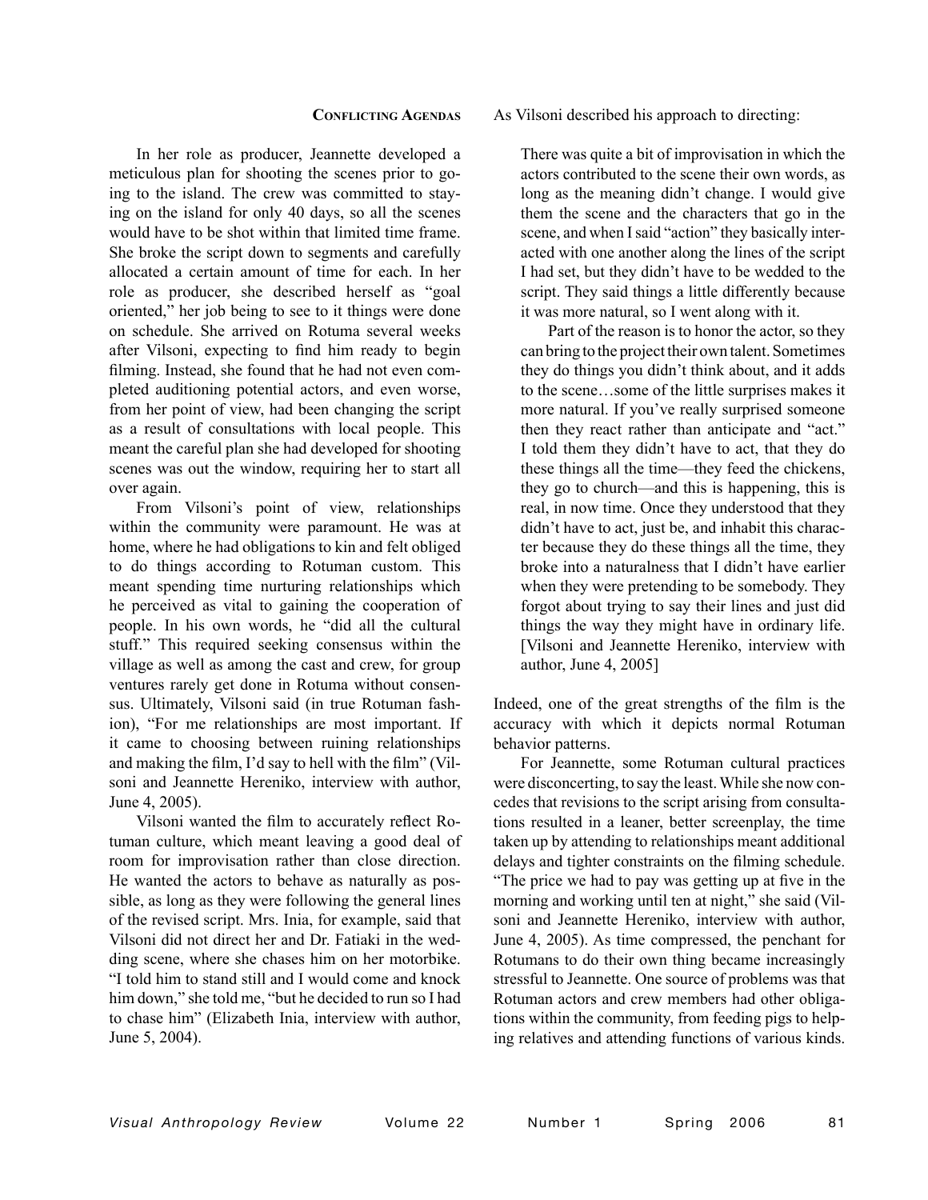## Conflicting Agendas

In her role as producer, Jeannette developed a meticulous plan for shooting the scenes prior to going to the island. The crew was committed to staying on the island for only 40 days, so all the scenes would have to be shot within that limited time frame. She broke the script down to segments and carefully allocated a certain amount of time for each. In her role as producer, she described herself as "goal oriented," her job being to see to it things were done on schedule. She arrived on Rotuma several weeks after Vilsoni, expecting to find him ready to begin filming. Instead, she found that he had not even completed auditioning potential actors, and even worse, from her point of view, had been changing the script as a result of consultations with local people. This meant the careful plan she had developed for shooting scenes was out the window, requiring her to start all over again.

From Vilsoni's point of view, relationships within the community were paramount. He was at home, where he had obligations to kin and felt obliged to do things according to Rotuman custom. This meant spending time nurturing relationships which he perceived as vital to gaining the cooperation of people. In his own words, he "did all the cultural stuff." This required seeking consensus within the village as well as among the cast and crew, for group ventures rarely get done in Rotuma without consensus. Ultimately, Vilsoni said (in true Rotuman fashion), "For me relationships are most important. If it came to choosing between ruining relationships and making the film, I'd say to hell with the film" (Vilsoni and Jeannette Hereniko, interview with author, June 4, 2005).

Vilsoni wanted the film to accurately reflect Rotuman culture, which meant leaving a good deal of room for improvisation rather than close direction. He wanted the actors to behave as naturally as possible, as long as they were following the general lines of the revised script. Mrs. Inia, for example, said that Vilsoni did not direct her and Dr. Fatiaki in the wedding scene, where she chases him on her motorbike. "I told him to stand still and I would come and knock him down," she told me, "but he decided to run so I had to chase him" (Elizabeth Inia, interview with author, June 5, 2004).

As Vilsoni described his approach to directing:

> There was quite a bit of improvisation in which the actors contributed to the scene their own words, as long as the meaning didn't change. I would give them the scene and the characters that go in the scene, and when I said "action" they basically interacted with one another along the lines of the script I had set, but they didn't have to be wedded to the script. They said things a little differently because it was more natural, so I went along with it.
>
> Part of the reason is to honor the actor, so they can bring to the project their own talent. Sometimes they do things you didn't think about, and it adds to the scene…some of the little surprises makes it more natural. If you've really surprised someone then they react rather than anticipate and "act." I told them they didn't have to act, that they do these things all the time—they feed the chickens, they go to church—and this is happening, this is real, in now time. Once they understood that they didn't have to act, just be, and inhabit this character because they do these things all the time, they broke into a naturalness that I didn't have earlier when they were pretending to be somebody. They forgot about trying to say their lines and just did things the way they might have in ordinary life. [Vilsoni and Jeannette Hereniko, interview with author, June 4, 2005]

Indeed, one of the great strengths of the film is the accuracy with which it depicts normal Rotuman behavior patterns.

For Jeannette, some Rotuman cultural practices were disconcerting, to say the least. While she now concedes that revisions to the script arising from consultations resulted in a leaner, better screenplay, the time taken up by attending to relationships meant additional delays and tighter constraints on the filming schedule. "The price we had to pay was getting up at five in the morning and working until ten at night," she said (Vilsoni and Jeannette Hereniko, interview with author, June 4, 2005). As time compressed, the penchant for Rotumans to do their own thing became increasingly stressful to Jeannette. One source of problems was that Rotuman actors and crew members had other obligations within the community, from feeding pigs to helping relatives and attending functions of various kinds.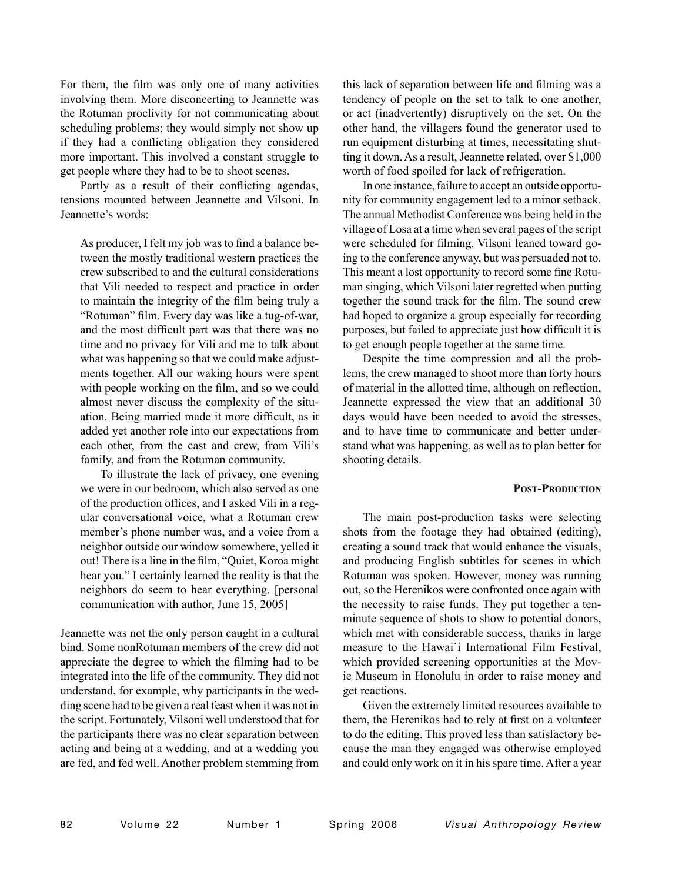For them, the film was only one of many activities involving them. More disconcerting to Jeannette was the Rotuman proclivity for not communicating about scheduling problems; they would simply not show up if they had a conflicting obligation they considered more important. This involved a constant struggle to get people where they had to be to shoot scenes.

Partly as a result of their conflicting agendas, tensions mounted between Jeannette and Vilsoni. In Jeannette's words:

> As producer, I felt my job was to find a balance between the mostly traditional western practices the crew subscribed to and the cultural considerations that Vili needed to respect and practice in order to maintain the integrity of the film being truly a "Rotuman" film. Every day was like a tug-of-war, and the most difficult part was that there was no time and no privacy for Vili and me to talk about what was happening so that we could make adjustments together. All our waking hours were spent with people working on the film, and so we could almost never discuss the complexity of the situation. Being married made it more difficult, as it added yet another role into our expectations from each other, from the cast and crew, from Vili's family, and from the Rotuman community.
>
> To illustrate the lack of privacy, one evening we were in our bedroom, which also served as one of the production offices, and I asked Vili in a regular conversational voice, what a Rotuman crew member's phone number was, and a voice from a neighbor outside our window somewhere, yelled it out! There is a line in the film, "Quiet, Koroa might hear you." I certainly learned the reality is that the neighbors do seem to hear everything. [personal communication with author, June 15, 2005]

Jeannette was not the only person caught in a cultural bind. Some nonRotuman members of the crew did not appreciate the degree to which the filming had to be integrated into the life of the community. They did not understand, for example, why participants in the wedding scene had to be given a real feast when it was not in the script. Fortunately, Vilsoni well understood that for the participants there was no clear separation between acting and being at a wedding, and at a wedding you are fed, and fed well. Another problem stemming from this lack of separation between life and filming was a tendency of people on the set to talk to one another, or act (inadvertently) disruptively on the set. On the other hand, the villagers found the generator used to run equipment disturbing at times, necessitating shutting it down. As a result, Jeannette related, over $1,000 worth of food spoiled for lack of refrigeration.

In one instance, failure to accept an outside opportunity for community engagement led to a minor setback. The annual Methodist Conference was being held in the village of Losa at a time when several pages of the script were scheduled for filming. Vilsoni leaned toward going to the conference anyway, but was persuaded not to. This meant a lost opportunity to record some fine Rotuman singing, which Vilsoni later regretted when putting together the sound track for the film. The sound crew had hoped to organize a group especially for recording purposes, but failed to appreciate just how difficult it is to get enough people together at the same time.

Despite the time compression and all the problems, the crew managed to shoot more than forty hours of material in the allotted time, although on reflection, Jeannette expressed the view that an additional 30 days would have been needed to avoid the stresses, and to have time to communicate and better understand what was happening, as well as to plan better for shooting details.

## Post-Production

The main post-production tasks were selecting shots from the footage they had obtained (editing), creating a sound track that would enhance the visuals, and producing English subtitles for scenes in which Rotuman was spoken. However, money was running out, so the Herenikos were confronted once again with the necessity to raise funds. They put together a ten-minute sequence of shots to show to potential donors, which met with considerable success, thanks in large measure to the Hawai`i International Film Festival, which provided screening opportunities at the Movie Museum in Honolulu in order to raise money and get reactions.

Given the extremely limited resources available to them, the Herenikos had to rely at first on a volunteer to do the editing. This proved less than satisfactory because the man they engaged was otherwise employed and could only work on it in his spare time. After a year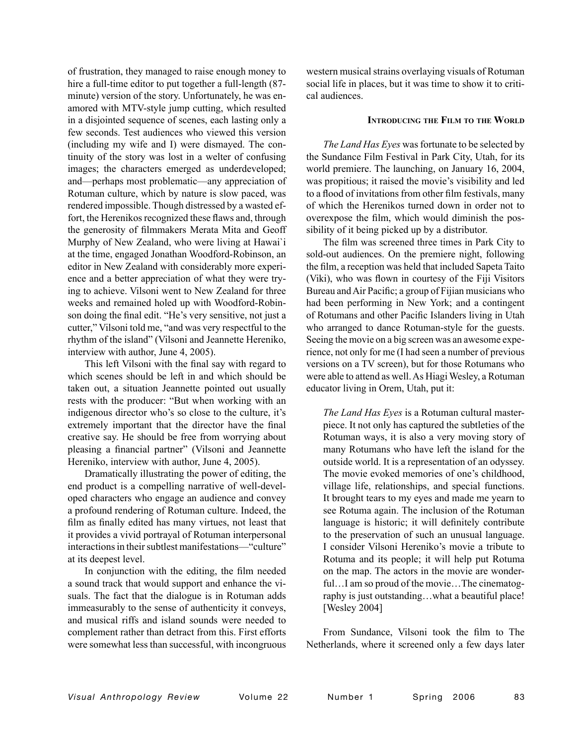of frustration, they managed to raise enough money to hire a full-time editor to put together a full-length (87-minute) version of the story. Unfortunately, he was enamored with MTV-style jump cutting, which resulted in a disjointed sequence of scenes, each lasting only a few seconds. Test audiences who viewed this version (including my wife and I) were dismayed. The continuity of the story was lost in a welter of confusing images; the characters emerged as underdeveloped; and—perhaps most problematic—any appreciation of Rotuman culture, which by nature is slow paced, was rendered impossible. Though distressed by a wasted effort, the Herenikos recognized these flaws and, through the generosity of filmmakers Merata Mita and Geoff Murphy of New Zealand, who were living at Hawai`i at the time, engaged Jonathan Woodford-Robinson, an editor in New Zealand with considerably more experience and a better appreciation of what they were trying to achieve. Vilsoni went to New Zealand for three weeks and remained holed up with Woodford-Robinson doing the final edit. "He's very sensitive, not just a cutter," Vilsoni told me, "and was very respectful to the rhythm of the island" (Vilsoni and Jeannette Hereniko, interview with author, June 4, 2005).

This left Vilsoni with the final say with regard to which scenes should be left in and which should be taken out, a situation Jeannette pointed out usually rests with the producer: "But when working with an indigenous director who's so close to the culture, it's extremely important that the director have the final creative say. He should be free from worrying about pleasing a financial partner" (Vilsoni and Jeannette Hereniko, interview with author, June 4, 2005).

Dramatically illustrating the power of editing, the end product is a compelling narrative of well-developed characters who engage an audience and convey a profound rendering of Rotuman culture. Indeed, the film as finally edited has many virtues, not least that it provides a vivid portrayal of Rotuman interpersonal interactions in their subtlest manifestations—"culture" at its deepest level.

In conjunction with the editing, the film needed a sound track that would support and enhance the visuals. The fact that the dialogue is in Rotuman adds immeasurably to the sense of authenticity it conveys, and musical riffs and island sounds were needed to complement rather than detract from this. First efforts were somewhat less than successful, with incongruous western musical strains overlaying visuals of Rotuman social life in places, but it was time to show it to critical audiences.

### Introducing the Film to the World

*The Land Has Eyes* was fortunate to be selected by the Sundance Film Festival in Park City, Utah, for its world premiere. The launching, on January 16, 2004, was propitious; it raised the movie's visibility and led to a flood of invitations from other film festivals, many of which the Herenikos turned down in order not to overexpose the film, which would diminish the possibility of it being picked up by a distributor.

The film was screened three times in Park City to sold-out audiences. On the premiere night, following the film, a reception was held that included Sapeta Taito (Viki), who was flown in courtesy of the Fiji Visitors Bureau and Air Pacific; a group of Fijian musicians who had been performing in New York; and a contingent of Rotumans and other Pacific Islanders living in Utah who arranged to dance Rotuman-style for the guests. Seeing the movie on a big screen was an awesome experience, not only for me (I had seen a number of previous versions on a TV screen), but for those Rotumans who were able to attend as well. As Hiagi Wesley, a Rotuman educator living in Orem, Utah, put it:

> *The Land Has Eyes* is a Rotuman cultural masterpiece. It not only has captured the subtleties of the Rotuman ways, it is also a very moving story of many Rotumans who have left the island for the outside world. It is a representation of an odyssey. The movie evoked memories of one's childhood, village life, relationships, and special functions. It brought tears to my eyes and made me yearn to see Rotuma again. The inclusion of the Rotuman language is historic; it will definitely contribute to the preservation of such an unusual language. I consider Vilsoni Hereniko's movie a tribute to Rotuma and its people; it will help put Rotuma on the map. The actors in the movie are wonderful…I am so proud of the movie…The cinematography is just outstanding…what a beautiful place! [Wesley 2004]

From Sundance, Vilsoni took the film to The Netherlands, where it screened only a few days later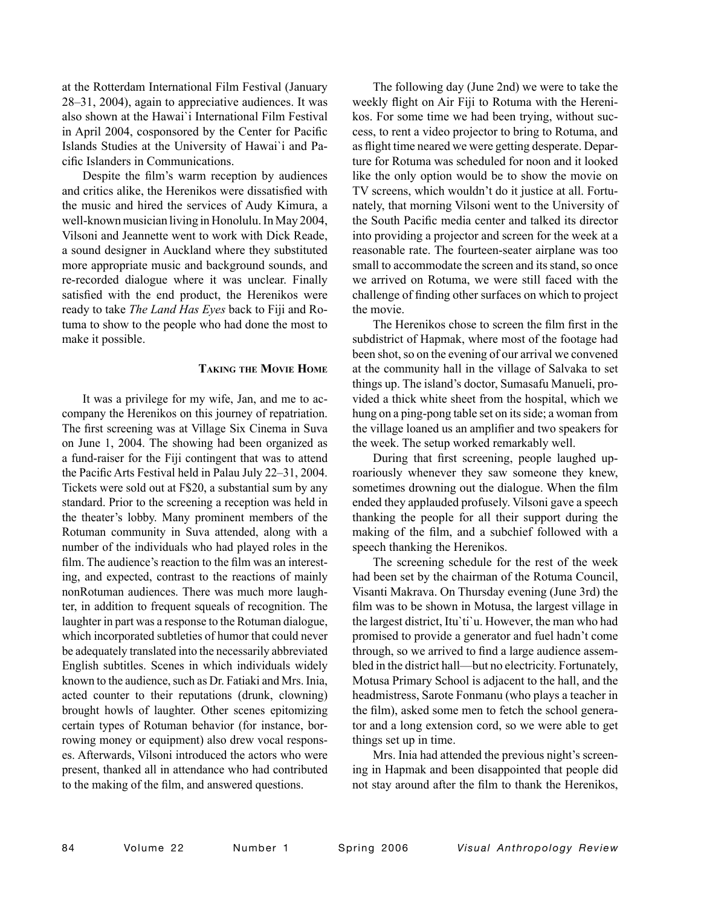at the Rotterdam International Film Festival (January 28–31, 2004), again to appreciative audiences. It was also shown at the Hawai`i International Film Festival in April 2004, cosponsored by the Center for Pacific Islands Studies at the University of Hawai`i and Pacific Islanders in Communications.

Despite the film's warm reception by audiences and critics alike, the Herenikos were dissatisfied with the music and hired the services of Audy Kimura, a well-known musician living in Honolulu. In May 2004, Vilsoni and Jeannette went to work with Dick Reade, a sound designer in Auckland where they substituted more appropriate music and background sounds, and re-recorded dialogue where it was unclear. Finally satisfied with the end product, the Herenikos were ready to take *The Land Has Eyes* back to Fiji and Rotuma to show to the people who had done the most to make it possible.

## Taking the Movie Home

It was a privilege for my wife, Jan, and me to accompany the Herenikos on this journey of repatriation. The first screening was at Village Six Cinema in Suva on June 1, 2004. The showing had been organized as a fund-raiser for the Fiji contingent that was to attend the Pacific Arts Festival held in Palau July 22–31, 2004. Tickets were sold out at F$20, a substantial sum by any standard. Prior to the screening a reception was held in the theater's lobby. Many prominent members of the Rotuman community in Suva attended, along with a number of the individuals who had played roles in the film. The audience's reaction to the film was an interesting, and expected, contrast to the reactions of mainly nonRotuman audiences. There was much more laughter, in addition to frequent squeals of recognition. The laughter in part was a response to the Rotuman dialogue, which incorporated subtleties of humor that could never be adequately translated into the necessarily abbreviated English subtitles. Scenes in which individuals widely known to the audience, such as Dr. Fatiaki and Mrs. Inia, acted counter to their reputations (drunk, clowning) brought howls of laughter. Other scenes epitomizing certain types of Rotuman behavior (for instance, borrowing money or equipment) also drew vocal responses. Afterwards, Vilsoni introduced the actors who were present, thanked all in attendance who had contributed to the making of the film, and answered questions.

The following day (June 2nd) we were to take the weekly flight on Air Fiji to Rotuma with the Herenikos. For some time we had been trying, without success, to rent a video projector to bring to Rotuma, and as flight time neared we were getting desperate. Departure for Rotuma was scheduled for noon and it looked like the only option would be to show the movie on TV screens, which wouldn't do it justice at all. Fortunately, that morning Vilsoni went to the University of the South Pacific media center and talked its director into providing a projector and screen for the week at a reasonable rate. The fourteen-seater airplane was too small to accommodate the screen and its stand, so once we arrived on Rotuma, we were still faced with the challenge of finding other surfaces on which to project the movie.

The Herenikos chose to screen the film first in the subdistrict of Hapmak, where most of the footage had been shot, so on the evening of our arrival we convened at the community hall in the village of Salvaka to set things up. The island's doctor, Sumasafu Manueli, provided a thick white sheet from the hospital, which we hung on a ping-pong table set on its side; a woman from the village loaned us an amplifier and two speakers for the week. The setup worked remarkably well.

During that first screening, people laughed uproariously whenever they saw someone they knew, sometimes drowning out the dialogue. When the film ended they applauded profusely. Vilsoni gave a speech thanking the people for all their support during the making of the film, and a subchief followed with a speech thanking the Herenikos.

The screening schedule for the rest of the week had been set by the chairman of the Rotuma Council, Visanti Makrava. On Thursday evening (June 3rd) the film was to be shown in Motusa, the largest village in the largest district, Itu`ti`u. However, the man who had promised to provide a generator and fuel hadn't come through, so we arrived to find a large audience assembled in the district hall—but no electricity. Fortunately, Motusa Primary School is adjacent to the hall, and the headmistress, Sarote Fonmanu (who plays a teacher in the film), asked some men to fetch the school generator and a long extension cord, so we were able to get things set up in time.

Mrs. Inia had attended the previous night's screening in Hapmak and been disappointed that people did not stay around after the film to thank the Herenikos,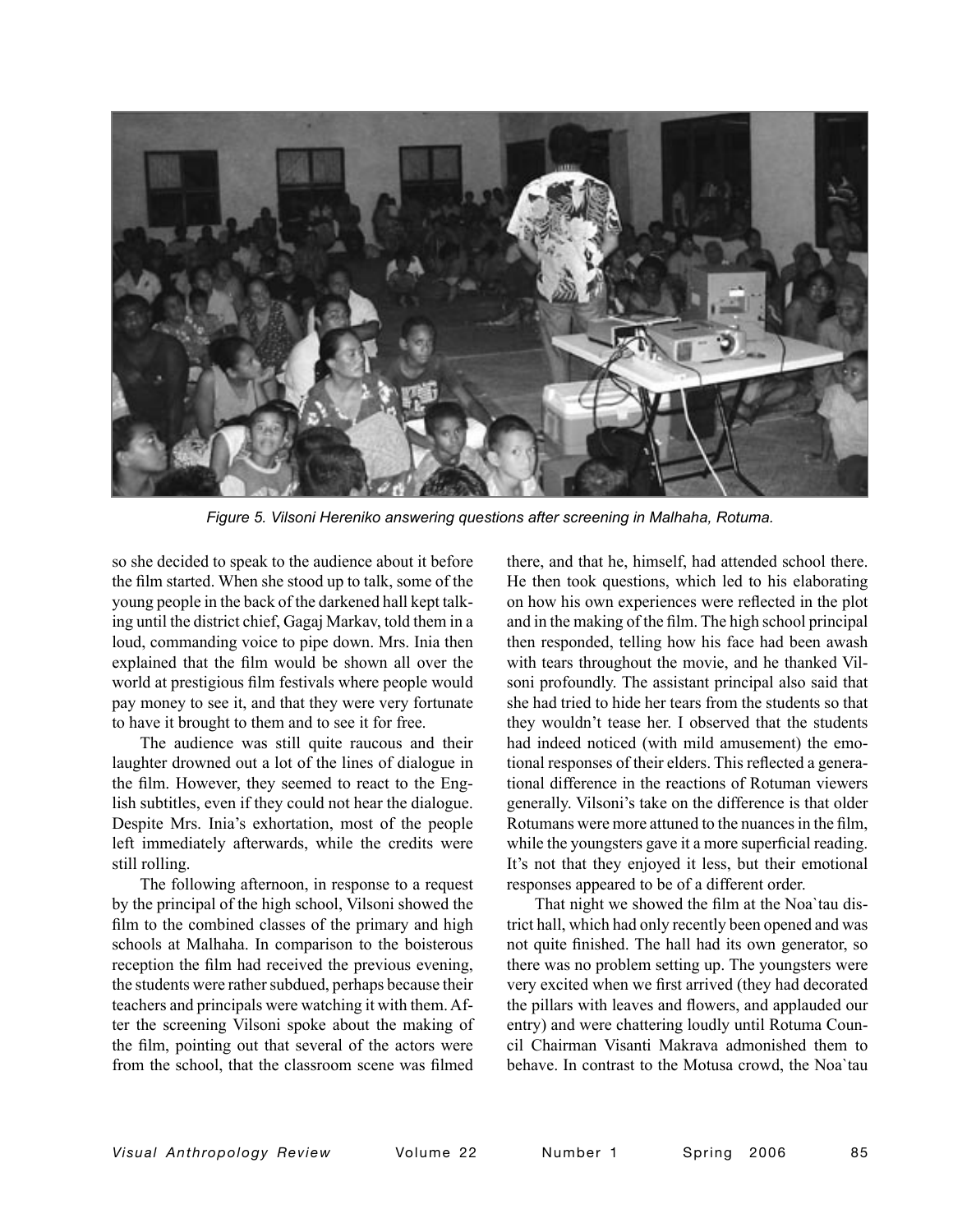*Figure 5. Vilsoni Hereniko answering questions after screening in Malhaha, Rotuma.*

so she decided to speak to the audience about it before the film started. When she stood up to talk, some of the young people in the back of the darkened hall kept talking until the district chief, Gagaj Markav, told them in a loud, commanding voice to pipe down. Mrs. Inia then explained that the film would be shown all over the world at prestigious film festivals where people would pay money to see it, and that they were very fortunate to have it brought to them and to see it for free.

The audience was still quite raucous and their laughter drowned out a lot of the lines of dialogue in the film. However, they seemed to react to the English subtitles, even if they could not hear the dialogue. Despite Mrs. Inia's exhortation, most of the people left immediately afterwards, while the credits were still rolling.

The following afternoon, in response to a request by the principal of the high school, Vilsoni showed the film to the combined classes of the primary and high schools at Malhaha. In comparison to the boisterous reception the film had received the previous evening, the students were rather subdued, perhaps because their teachers and principals were watching it with them. After the screening Vilsoni spoke about the making of the film, pointing out that several of the actors were from the school, that the classroom scene was filmed there, and that he, himself, had attended school there. He then took questions, which led to his elaborating on how his own experiences were reflected in the plot and in the making of the film. The high school principal then responded, telling how his face had been awash with tears throughout the movie, and he thanked Vilsoni profoundly. The assistant principal also said that she had tried to hide her tears from the students so that they wouldn't tease her. I observed that the students had indeed noticed (with mild amusement) the emotional responses of their elders. This reflected a generational difference in the reactions of Rotuman viewers generally. Vilsoni's take on the difference is that older Rotumans were more attuned to the nuances in the film, while the youngsters gave it a more superficial reading. It's not that they enjoyed it less, but their emotional responses appeared to be of a different order.

That night we showed the film at the Noa`tau district hall, which had only recently been opened and was not quite finished. The hall had its own generator, so there was no problem setting up. The youngsters were very excited when we first arrived (they had decorated the pillars with leaves and flowers, and applauded our entry) and were chattering loudly until Rotuma Council Chairman Visanti Makrava admonished them to behave. In contrast to the Motusa crowd, the Noa`tau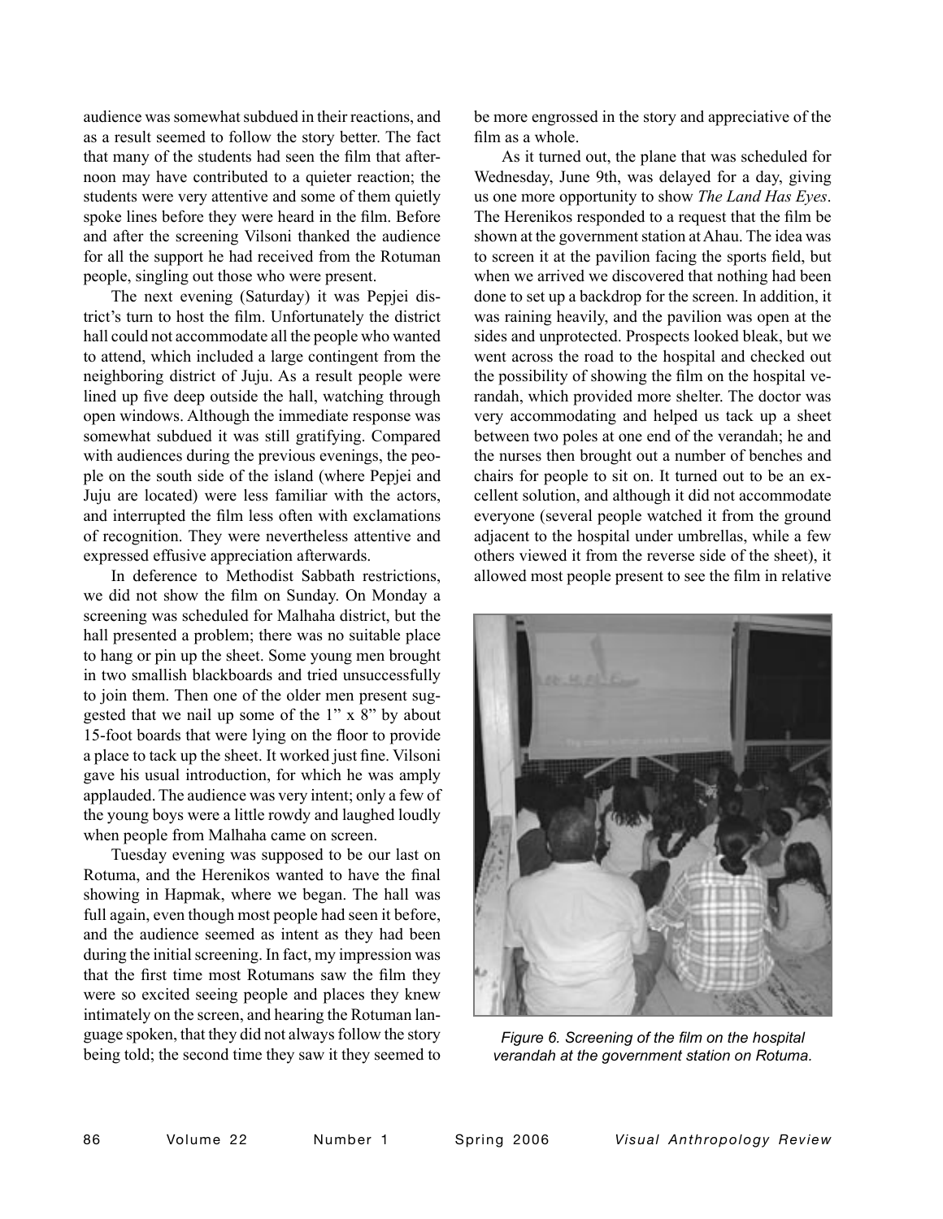audience was somewhat subdued in their reactions, and as a result seemed to follow the story better. The fact that many of the students had seen the film that afternoon may have contributed to a quieter reaction; the students were very attentive and some of them quietly spoke lines before they were heard in the film. Before and after the screening Vilsoni thanked the audience for all the support he had received from the Rotuman people, singling out those who were present.

The next evening (Saturday) it was Pepjei district's turn to host the film. Unfortunately the district hall could not accommodate all the people who wanted to attend, which included a large contingent from the neighboring district of Juju. As a result people were lined up five deep outside the hall, watching through open windows. Although the immediate response was somewhat subdued it was still gratifying. Compared with audiences during the previous evenings, the people on the south side of the island (where Pepjei and Juju are located) were less familiar with the actors, and interrupted the film less often with exclamations of recognition. They were nevertheless attentive and expressed effusive appreciation afterwards.

In deference to Methodist Sabbath restrictions, we did not show the film on Sunday. On Monday a screening was scheduled for Malhaha district, but the hall presented a problem; there was no suitable place to hang or pin up the sheet. Some young men brought in two smallish blackboards and tried unsuccessfully to join them. Then one of the older men present suggested that we nail up some of the 1" x 8" by about 15-foot boards that were lying on the floor to provide a place to tack up the sheet. It worked just fine. Vilsoni gave his usual introduction, for which he was amply applauded. The audience was very intent; only a few of the young boys were a little rowdy and laughed loudly when people from Malhaha came on screen.

Tuesday evening was supposed to be our last on Rotuma, and the Herenikos wanted to have the final showing in Hapmak, where we began. The hall was full again, even though most people had seen it before, and the audience seemed as intent as they had been during the initial screening. In fact, my impression was that the first time most Rotumans saw the film they were so excited seeing people and places they knew intimately on the screen, and hearing the Rotuman language spoken, that they did not always follow the story being told; the second time they saw it they seemed to be more engrossed in the story and appreciative of the film as a whole.

As it turned out, the plane that was scheduled for Wednesday, June 9th, was delayed for a day, giving us one more opportunity to show *The Land Has Eyes*. The Herenikos responded to a request that the film be shown at the government station at Ahau. The idea was to screen it at the pavilion facing the sports field, but when we arrived we discovered that nothing had been done to set up a backdrop for the screen. In addition, it was raining heavily, and the pavilion was open at the sides and unprotected. Prospects looked bleak, but we went across the road to the hospital and checked out the possibility of showing the film on the hospital verandah, which provided more shelter. The doctor was very accommodating and helped us tack up a sheet between two poles at one end of the verandah; he and the nurses then brought out a number of benches and chairs for people to sit on. It turned out to be an excellent solution, and although it did not accommodate everyone (several people watched it from the ground adjacent to the hospital under umbrellas, while a few others viewed it from the reverse side of the sheet), it allowed most people present to see the film in relative

*Figure 6. Screening of the film on the hospital verandah at the government station on Rotuma.*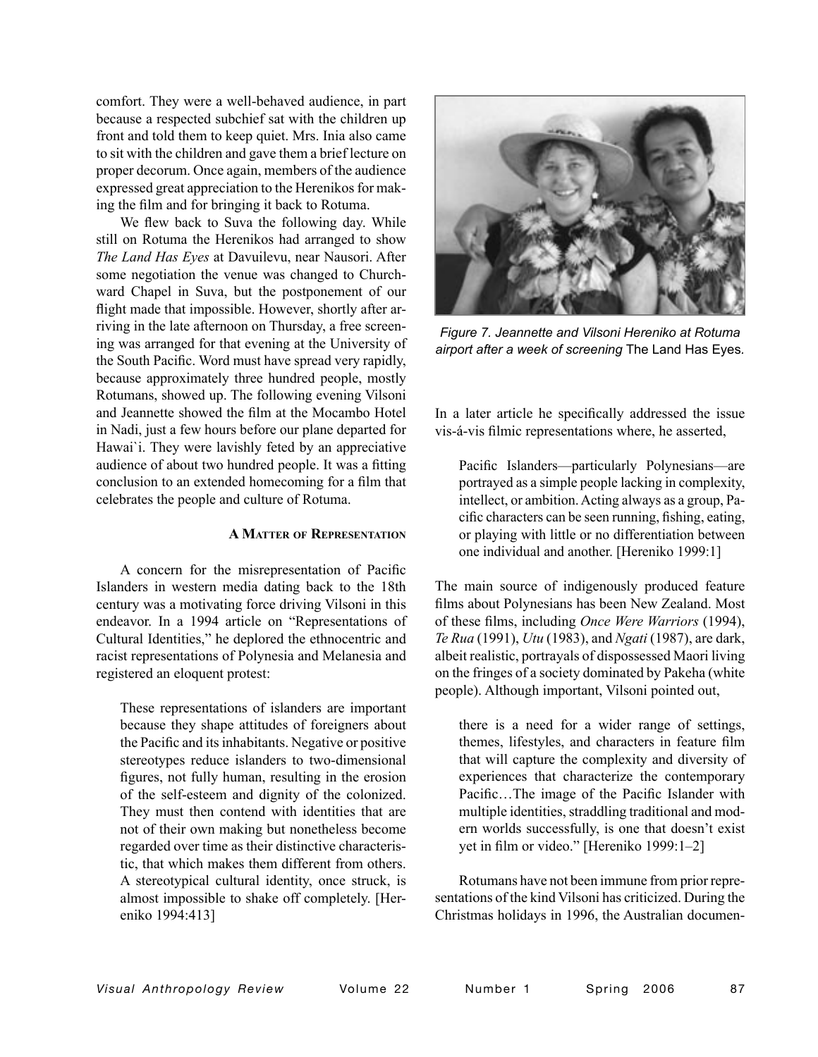comfort. They were a well-behaved audience, in part because a respected subchief sat with the children up front and told them to keep quiet. Mrs. Inia also came to sit with the children and gave them a brief lecture on proper decorum. Once again, members of the audience expressed great appreciation to the Herenikos for making the film and for bringing it back to Rotuma.

We flew back to Suva the following day. While still on Rotuma the Herenikos had arranged to show *The Land Has Eyes* at Davuilevu, near Nausori. After some negotiation the venue was changed to Churchward Chapel in Suva, but the postponement of our flight made that impossible. However, shortly after arriving in the late afternoon on Thursday, a free screening was arranged for that evening at the University of the South Pacific. Word must have spread very rapidly, because approximately three hundred people, mostly Rotumans, showed up. The following evening Vilsoni and Jeannette showed the film at the Mocambo Hotel in Nadi, just a few hours before our plane departed for Hawai`i. They were lavishly feted by an appreciative audience of about two hundred people. It was a fitting conclusion to an extended homecoming for a film that celebrates the people and culture of Rotuma.

*Figure 7. Jeannette and Vilsoni Hereniko at Rotuma airport after a week of screening* The Land Has Eyes*.*

## A Matter of Representation

A concern for the misrepresentation of Pacific Islanders in western media dating back to the 18th century was a motivating force driving Vilsoni in this endeavor. In a 1994 article on "Representations of Cultural Identities," he deplored the ethnocentric and racist representations of Polynesia and Melanesia and registered an eloquent protest:

> These representations of islanders are important because they shape attitudes of foreigners about the Pacific and its inhabitants. Negative or positive stereotypes reduce islanders to two-dimensional figures, not fully human, resulting in the erosion of the self-esteem and dignity of the colonized. They must then contend with identities that are not of their own making but nonetheless become regarded over time as their distinctive characteristic, that which makes them different from others. A stereotypical cultural identity, once struck, is almost impossible to shake off completely. [Hereniko 1994:413]

In a later article he specifically addressed the issue vis-á-vis filmic representations where, he asserted,

> Pacific Islanders—particularly Polynesians—are portrayed as a simple people lacking in complexity, intellect, or ambition. Acting always as a group, Pacific characters can be seen running, fishing, eating, or playing with little or no differentiation between one individual and another. [Hereniko 1999:1]

The main source of indigenously produced feature films about Polynesians has been New Zealand. Most of these films, including *Once Were Warriors* (1994), *Te Rua* (1991), *Utu* (1983), and *Ngati* (1987), are dark, albeit realistic, portrayals of dispossessed Maori living on the fringes of a society dominated by Pakeha (white people). Although important, Vilsoni pointed out,

> there is a need for a wider range of settings, themes, lifestyles, and characters in feature film that will capture the complexity and diversity of experiences that characterize the contemporary Pacific…The image of the Pacific Islander with multiple identities, straddling traditional and modern worlds successfully, is one that doesn't exist yet in film or video." [Hereniko 1999:1–2]

Rotumans have not been immune from prior representations of the kind Vilsoni has criticized. During the Christmas holidays in 1996, the Australian documen-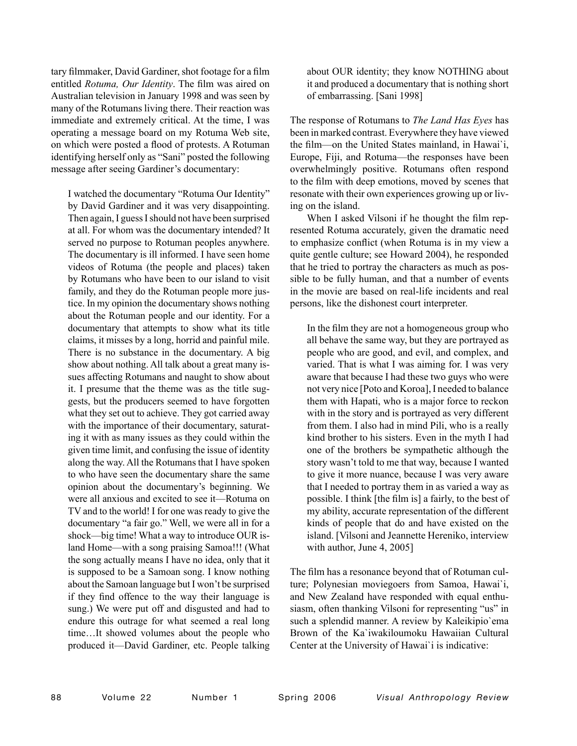tary filmmaker, David Gardiner, shot footage for a film entitled *Rotuma, Our Identity*. The film was aired on Australian television in January 1998 and was seen by many of the Rotumans living there. Their reaction was immediate and extremely critical. At the time, I was operating a message board on my Rotuma Web site, on which were posted a flood of protests. A Rotuman identifying herself only as "Sani" posted the following message after seeing Gardiner's documentary:

> I watched the documentary "Rotuma Our Identity" by David Gardiner and it was very disappointing. Then again, I guess I should not have been surprised at all. For whom was the documentary intended? It served no purpose to Rotuman peoples anywhere. The documentary is ill informed. I have seen home videos of Rotuma (the people and places) taken by Rotumans who have been to our island to visit family, and they do the Rotuman people more justice. In my opinion the documentary shows nothing about the Rotuman people and our identity. For a documentary that attempts to show what its title claims, it misses by a long, horrid and painful mile. There is no substance in the documentary. A big show about nothing. All talk about a great many issues affecting Rotumans and naught to show about it. I presume that the theme was as the title suggests, but the producers seemed to have forgotten what they set out to achieve. They got carried away with the importance of their documentary, saturating it with as many issues as they could within the given time limit, and confusing the issue of identity along the way. All the Rotumans that I have spoken to who have seen the documentary share the same opinion about the documentary's beginning. We were all anxious and excited to see it—Rotuma on TV and to the world! I for one was ready to give the documentary "a fair go." Well, we were all in for a shock—big time! What a way to introduce OUR island Home—with a song praising Samoa!!! (What the song actually means I have no idea, only that it is supposed to be a Samoan song. I know nothing about the Samoan language but I won't be surprised if they find offence to the way their language is sung.) We were put off and disgusted and had to endure this outrage for what seemed a real long time…It showed volumes about the people who produced it—David Gardiner, etc. People talking about OUR identity; they know NOTHING about it and produced a documentary that is nothing short of embarrassing. [Sani 1998]

The response of Rotumans to *The Land Has Eyes* has been in marked contrast. Everywhere they have viewed the film—on the United States mainland, in Hawai`i, Europe, Fiji, and Rotuma—the responses have been overwhelmingly positive. Rotumans often respond to the film with deep emotions, moved by scenes that resonate with their own experiences growing up or living on the island.

When I asked Vilsoni if he thought the film represented Rotuma accurately, given the dramatic need to emphasize conflict (when Rotuma is in my view a quite gentle culture; see Howard 2004), he responded that he tried to portray the characters as much as possible to be fully human, and that a number of events in the movie are based on real-life incidents and real persons, like the dishonest court interpreter.

> In the film they are not a homogeneous group who all behave the same way, but they are portrayed as people who are good, and evil, and complex, and varied. That is what I was aiming for. I was very aware that because I had these two guys who were not very nice [Poto and Koroa], I needed to balance them with Hapati, who is a major force to reckon with in the story and is portrayed as very different from them. I also had in mind Pili, who is a really kind brother to his sisters. Even in the myth I had one of the brothers be sympathetic although the story wasn't told to me that way, because I wanted to give it more nuance, because I was very aware that I needed to portray them in as varied a way as possible. I think [the film is] a fairly, to the best of my ability, accurate representation of the different kinds of people that do and have existed on the island. [Vilsoni and Jeannette Hereniko, interview with author, June 4, 2005]

The film has a resonance beyond that of Rotuman culture; Polynesian moviegoers from Samoa, Hawai`i, and New Zealand have responded with equal enthusiasm, often thanking Vilsoni for representing "us" in such a splendid manner. A review by Kaleikipio`ema Brown of the Ka`iwakiloumoku Hawaiian Cultural Center at the University of Hawai`i is indicative: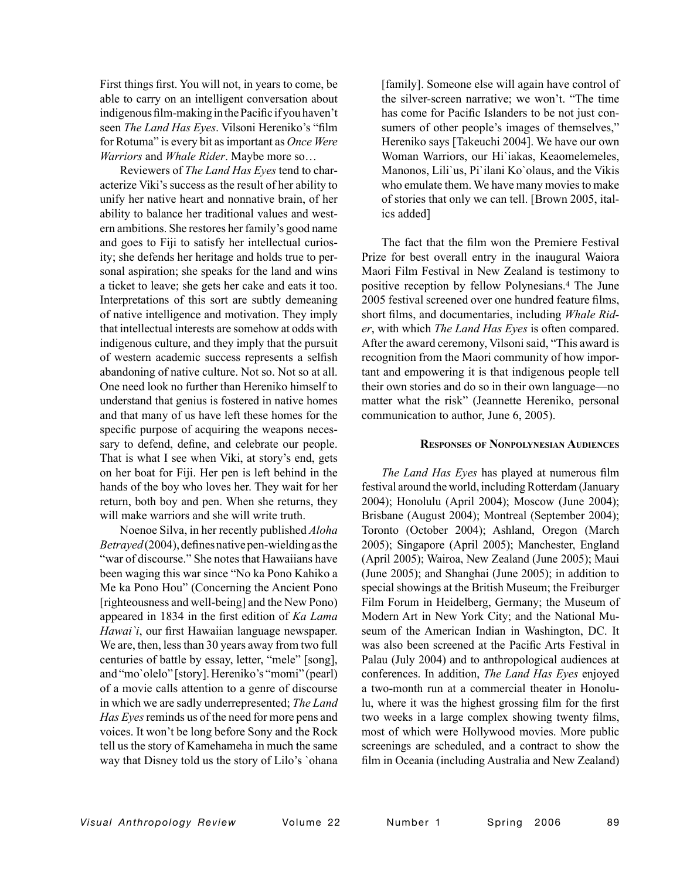First things first. You will not, in years to come, be able to carry on an intelligent conversation about indigenous film-making in the Pacific if you haven't seen *The Land Has Eyes*. Vilsoni Hereniko's "film for Rotuma" is every bit as important as *Once Were Warriors* and *Whale Rider*. Maybe more so…

Reviewers of *The Land Has Eyes* tend to characterize Viki's success as the result of her ability to unify her native heart and nonnative brain, of her ability to balance her traditional values and western ambitions. She restores her family's good name and goes to Fiji to satisfy her intellectual curiosity; she defends her heritage and holds true to personal aspiration; she speaks for the land and wins a ticket to leave; she gets her cake and eats it too. Interpretations of this sort are subtly demeaning of native intelligence and motivation. They imply that intellectual interests are somehow at odds with indigenous culture, and they imply that the pursuit of western academic success represents a selfish abandoning of native culture. Not so. Not so at all. One need look no further than Hereniko himself to understand that genius is fostered in native homes and that many of us have left these homes for the specific purpose of acquiring the weapons necessary to defend, define, and celebrate our people. That is what I see when Viki, at story's end, gets on her boat for Fiji. Her pen is left behind in the hands of the boy who loves her. They wait for her return, both boy and pen. When she returns, they will make warriors and she will write truth.

Noenoe Silva, in her recently published *Aloha Betrayed* (2004), defines native pen-wielding as the "war of discourse." She notes that Hawaiians have been waging this war since "No ka Pono Kahiko a Me ka Pono Hou" (Concerning the Ancient Pono [righteousness and well-being] and the New Pono) appeared in 1834 in the first edition of *Ka Lama Hawai`i*, our first Hawaiian language newspaper. We are, then, less than 30 years away from two full centuries of battle by essay, letter, "mele" [song], and "mo`olelo" [story]. Hereniko's "momi" (pearl) of a movie calls attention to a genre of discourse in which we are sadly underrepresented; *The Land Has Eyes* reminds us of the need for more pens and voices. It won't be long before Sony and the Rock tell us the story of Kamehameha in much the same way that Disney told us the story of Lilo's `ohana [family]. Someone else will again have control of the silver-screen narrative; we won't. "The time has come for Pacific Islanders to be not just consumers of other people's images of themselves," Hereniko says [Takeuchi 2004]. We have our own Woman Warriors, our Hi`iakas, Keaomelemeles, Manonos, Lili`us, Pi`ilani Ko`olaus, and the Vikis who emulate them. We have many movies to make of stories that only we can tell. [Brown 2005, italics added]

The fact that the film won the Premiere Festival Prize for best overall entry in the inaugural Waiora Maori Film Festival in New Zealand is testimony to positive reception by fellow Polynesians.[4] The June 2005 festival screened over one hundred feature films, short films, and documentaries, including *Whale Rider*, with which *The Land Has Eyes* is often compared. After the award ceremony, Vilsoni said, "This award is recognition from the Maori community of how important and empowering it is that indigenous people tell their own stories and do so in their own language—no matter what the risk" (Jeannette Hereniko, personal communication to author, June 6, 2005).

## Responses of Nonpolynesian Audiences

*The Land Has Eyes* has played at numerous film festival around the world, including Rotterdam (January 2004); Honolulu (April 2004); Moscow (June 2004); Brisbane (August 2004); Montreal (September 2004); Toronto (October 2004); Ashland, Oregon (March 2005); Singapore (April 2005); Manchester, England (April 2005); Wairoa, New Zealand (June 2005); Maui (June 2005); and Shanghai (June 2005); in addition to special showings at the British Museum; the Freiburger Film Forum in Heidelberg, Germany; the Museum of Modern Art in New York City; and the National Museum of the American Indian in Washington, DC. It was also been screened at the Pacific Arts Festival in Palau (July 2004) and to anthropological audiences at conferences. In addition, *The Land Has Eyes* enjoyed a two-month run at a commercial theater in Honolulu, where it was the highest grossing film for the first two weeks in a large complex showing twenty films, most of which were Hollywood movies. More public screenings are scheduled, and a contract to show the film in Oceania (including Australia and New Zealand)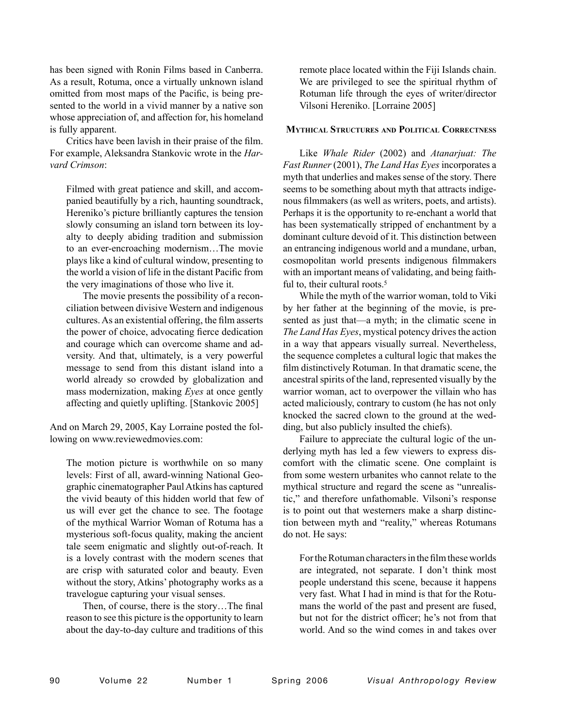has been signed with Ronin Films based in Canberra. As a result, Rotuma, once a virtually unknown island omitted from most maps of the Pacific, is being presented to the world in a vivid manner by a native son whose appreciation of, and affection for, his homeland is fully apparent.

Critics have been lavish in their praise of the film. For example, Aleksandra Stankovic wrote in the *Harvard Crimson*:

> Filmed with great patience and skill, and accompanied beautifully by a rich, haunting soundtrack, Hereniko's picture brilliantly captures the tension slowly consuming an island torn between its loyalty to deeply abiding tradition and submission to an ever-encroaching modernism…The movie plays like a kind of cultural window, presenting to the world a vision of life in the distant Pacific from the very imaginations of those who live it.
>
> The movie presents the possibility of a reconciliation between divisive Western and indigenous cultures. As an existential offering, the film asserts the power of choice, advocating fierce dedication and courage which can overcome shame and adversity. And that, ultimately, is a very powerful message to send from this distant island into a world already so crowded by globalization and mass modernization, making *Eyes* at once gently affecting and quietly uplifting. [Stankovic 2005]

And on March 29, 2005, Kay Lorraine posted the following on www.reviewedmovies.com:

> The motion picture is worthwhile on so many levels: First of all, award-winning National Geographic cinematographer Paul Atkins has captured the vivid beauty of this hidden world that few of us will ever get the chance to see. The footage of the mythical Warrior Woman of Rotuma has a mysterious soft-focus quality, making the ancient tale seem enigmatic and slightly out-of-reach. It is a lovely contrast with the modern scenes that are crisp with saturated color and beauty. Even without the story, Atkins' photography works as a travelogue capturing your visual senses.
>
> Then, of course, there is the story…The final reason to see this picture is the opportunity to learn about the day-to-day culture and traditions of this remote place located within the Fiji Islands chain. We are privileged to see the spiritual rhythm of Rotuman life through the eyes of writer/director Vilsoni Hereniko. [Lorraine 2005]

## Mythical Structures and Political Correctness

Like *Whale Rider* (2002) and *Atanarjuat: The Fast Runner* (2001), *The Land Has Eyes* incorporates a myth that underlies and makes sense of the story. There seems to be something about myth that attracts indigenous filmmakers (as well as writers, poets, and artists). Perhaps it is the opportunity to re-enchant a world that has been systematically stripped of enchantment by a dominant culture devoid of it. This distinction between an entrancing indigenous world and a mundane, urban, cosmopolitan world presents indigenous filmmakers with an important means of validating, and being faithful to, their cultural roots.[5]

While the myth of the warrior woman, told to Viki by her father at the beginning of the movie, is presented as just that—a myth; in the climatic scene in *The Land Has Eyes*, mystical potency drives the action in a way that appears visually surreal. Nevertheless, the sequence completes a cultural logic that makes the film distinctively Rotuman. In that dramatic scene, the ancestral spirits of the land, represented visually by the warrior woman, act to overpower the villain who has acted maliciously, contrary to custom (he has not only knocked the sacred clown to the ground at the wedding, but also publicly insulted the chiefs).

Failure to appreciate the cultural logic of the underlying myth has led a few viewers to express discomfort with the climatic scene. One complaint is from some western urbanites who cannot relate to the mythical structure and regard the scene as "unrealistic," and therefore unfathomable. Vilsoni's response is to point out that westerners make a sharp distinction between myth and "reality," whereas Rotumans do not. He says:

> For the Rotuman characters in the film these worlds are integrated, not separate. I don't think most people understand this scene, because it happens very fast. What I had in mind is that for the Rotumans the world of the past and present are fused, but not for the district officer; he's not from that world. And so the wind comes in and takes over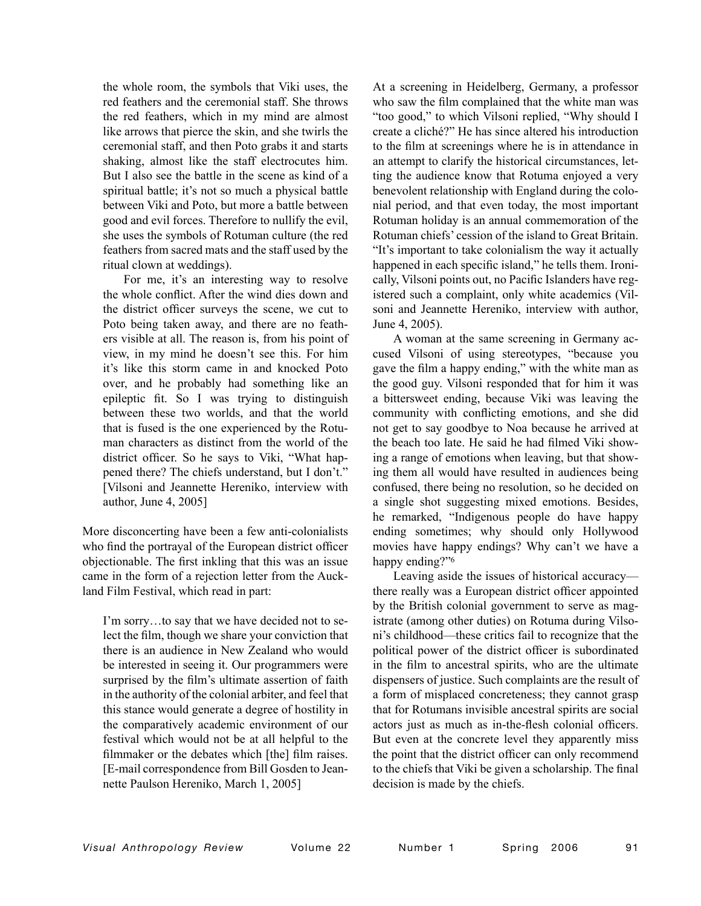the whole room, the symbols that Viki uses, the red feathers and the ceremonial staff. She throws the red feathers, which in my mind are almost like arrows that pierce the skin, and she twirls the ceremonial staff, and then Poto grabs it and starts shaking, almost like the staff electrocutes him. But I also see the battle in the scene as kind of a spiritual battle; it's not so much a physical battle between Viki and Poto, but more a battle between good and evil forces. Therefore to nullify the evil, she uses the symbols of Rotuman culture (the red feathers from sacred mats and the staff used by the ritual clown at weddings).

> For me, it's an interesting way to resolve the whole conflict. After the wind dies down and the district officer surveys the scene, we cut to Poto being taken away, and there are no feathers visible at all. The reason is, from his point of view, in my mind he doesn't see this. For him it's like this storm came in and knocked Poto over, and he probably had something like an epileptic fit. So I was trying to distinguish between these two worlds, and that the world that is fused is the one experienced by the Rotuman characters as distinct from the world of the district officer. So he says to Viki, "What happened there? The chiefs understand, but I don't." [Vilsoni and Jeannette Hereniko, interview with author, June 4, 2005]

More disconcerting have been a few anti-colonialists who find the portrayal of the European district officer objectionable. The first inkling that this was an issue came in the form of a rejection letter from the Auckland Film Festival, which read in part:

> I'm sorry…to say that we have decided not to select the film, though we share your conviction that there is an audience in New Zealand who would be interested in seeing it. Our programmers were surprised by the film's ultimate assertion of faith in the authority of the colonial arbiter, and feel that this stance would generate a degree of hostility in the comparatively academic environment of our festival which would not be at all helpful to the filmmaker or the debates which [the] film raises. [E-mail correspondence from Bill Gosden to Jeannette Paulson Hereniko, March 1, 2005]

At a screening in Heidelberg, Germany, a professor who saw the film complained that the white man was "too good," to which Vilsoni replied, "Why should I create a cliché?" He has since altered his introduction to the film at screenings where he is in attendance in an attempt to clarify the historical circumstances, letting the audience know that Rotuma enjoyed a very benevolent relationship with England during the colonial period, and that even today, the most important Rotuman holiday is an annual commemoration of the Rotuman chiefs' cession of the island to Great Britain. "It's important to take colonialism the way it actually happened in each specific island," he tells them. Ironically, Vilsoni points out, no Pacific Islanders have registered such a complaint, only white academics (Vilsoni and Jeannette Hereniko, interview with author, June 4, 2005).

A woman at the same screening in Germany accused Vilsoni of using stereotypes, "because you gave the film a happy ending," with the white man as the good guy. Vilsoni responded that for him it was a bittersweet ending, because Viki was leaving the community with conflicting emotions, and she did not get to say goodbye to Noa because he arrived at the beach too late. He said he had filmed Viki showing a range of emotions when leaving, but that showing them all would have resulted in audiences being confused, there being no resolution, so he decided on a single shot suggesting mixed emotions. Besides, he remarked, "Indigenous people do have happy ending sometimes; why should only Hollywood movies have happy endings? Why can't we have a happy ending?"[6]

Leaving aside the issues of historical accuracy—there really was a European district officer appointed by the British colonial government to serve as magistrate (among other duties) on Rotuma during Vilsoni's childhood—these critics fail to recognize that the political power of the district officer is subordinated in the film to ancestral spirits, who are the ultimate dispensers of justice. Such complaints are the result of a form of misplaced concreteness; they cannot grasp that for Rotumans invisible ancestral spirits are social actors just as much as in-the-flesh colonial officers. But even at the concrete level they apparently miss the point that the district officer can only recommend to the chiefs that Viki be given a scholarship. The final decision is made by the chiefs.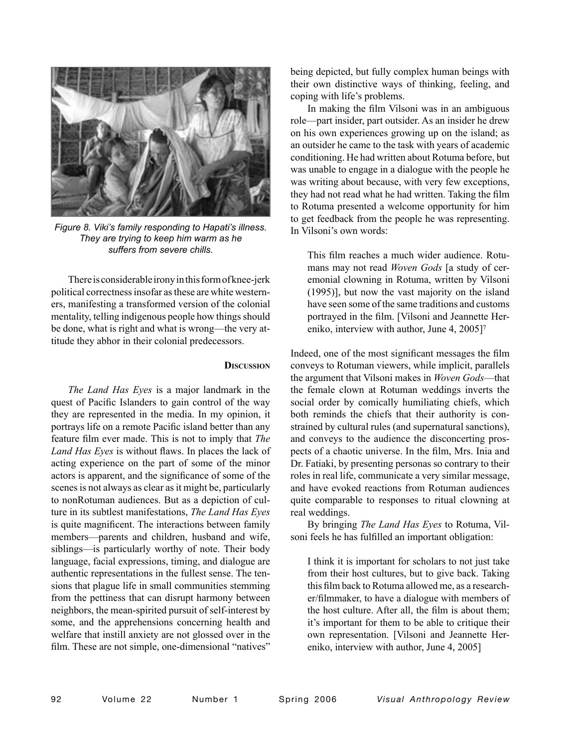*Figure 8. Viki's family responding to Hapati's illness. They are trying to keep him warm as he suffers from severe chills.*

There is considerable irony in this form of knee-jerk political correctness insofar as these are white westerners, manifesting a transformed version of the colonial mentality, telling indigenous people how things should be done, what is right and what is wrong—the very attitude they abhor in their colonial predecessors.

## Discussion

*The Land Has Eyes* is a major landmark in the quest of Pacific Islanders to gain control of the way they are represented in the media. In my opinion, it portrays life on a remote Pacific island better than any feature film ever made. This is not to imply that *The Land Has Eyes* is without flaws. In places the lack of acting experience on the part of some of the minor actors is apparent, and the significance of some of the scenes is not always as clear as it might be, particularly to nonRotuman audiences. But as a depiction of culture in its subtlest manifestations, *The Land Has Eyes* is quite magnificent. The interactions between family members—parents and children, husband and wife, siblings—is particularly worthy of note. Their body language, facial expressions, timing, and dialogue are authentic representations in the fullest sense. The tensions that plague life in small communities stemming from the pettiness that can disrupt harmony between neighbors, the mean-spirited pursuit of self-interest by some, and the apprehensions concerning health and welfare that instill anxiety are not glossed over in the film. These are not simple, one-dimensional "natives" being depicted, but fully complex human beings with their own distinctive ways of thinking, feeling, and coping with life's problems.

In making the film Vilsoni was in an ambiguous role—part insider, part outsider. As an insider he drew on his own experiences growing up on the island; as an outsider he came to the task with years of academic conditioning. He had written about Rotuma before, but was unable to engage in a dialogue with the people he was writing about because, with very few exceptions, they had not read what he had written. Taking the film to Rotuma presented a welcome opportunity for him to get feedback from the people he was representing. In Vilsoni's own words:

> This film reaches a much wider audience. Rotumans may not read *Woven Gods* [a study of ceremonial clowning in Rotuma, written by Vilsoni (1995)], but now the vast majority on the island have seen some of the same traditions and customs portrayed in the film. [Vilsoni and Jeannette Hereniko, interview with author, June 4, 2005][7]

Indeed, one of the most significant messages the film conveys to Rotuman viewers, while implicit, parallels the argument that Vilsoni makes in *Woven Gods*—that the female clown at Rotuman weddings inverts the social order by comically humiliating chiefs, which both reminds the chiefs that their authority is constrained by cultural rules (and supernatural sanctions), and conveys to the audience the disconcerting prospects of a chaotic universe. In the film, Mrs. Inia and Dr. Fatiaki, by presenting personas so contrary to their roles in real life, communicate a very similar message, and have evoked reactions from Rotuman audiences quite comparable to responses to ritual clowning at real weddings.

By bringing *The Land Has Eyes* to Rotuma, Vilsoni feels he has fulfilled an important obligation:

> I think it is important for scholars to not just take from their host cultures, but to give back. Taking this film back to Rotuma allowed me, as a researcher/filmmaker, to have a dialogue with members of the host culture. After all, the film is about them; it's important for them to be able to critique their own representation. [Vilsoni and Jeannette Hereniko, interview with author, June 4, 2005]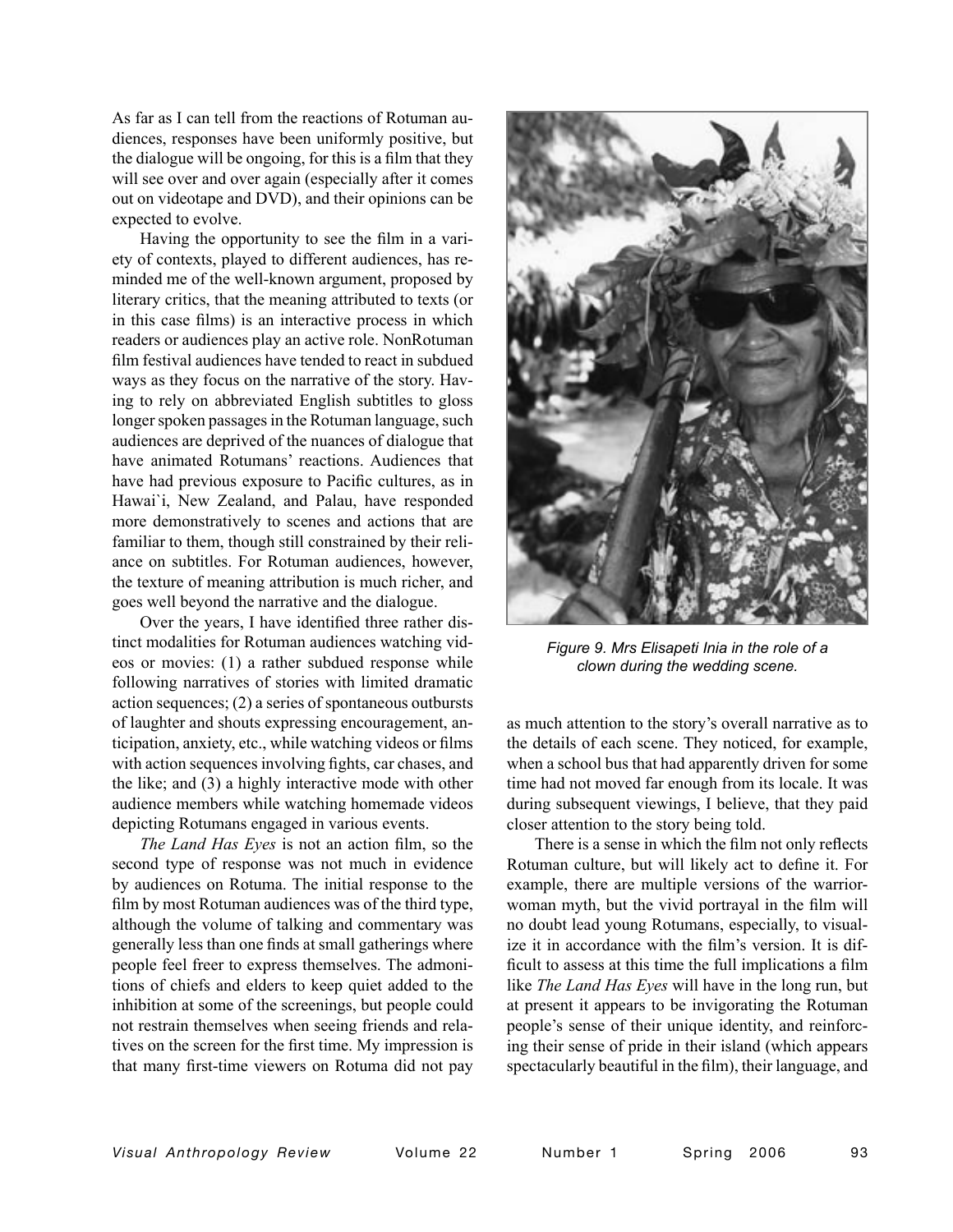As far as I can tell from the reactions of Rotuman audiences, responses have been uniformly positive, but the dialogue will be ongoing, for this is a film that they will see over and over again (especially after it comes out on videotape and DVD), and their opinions can be expected to evolve.

Having the opportunity to see the film in a variety of contexts, played to different audiences, has reminded me of the well-known argument, proposed by literary critics, that the meaning attributed to texts (or in this case films) is an interactive process in which readers or audiences play an active role. NonRotuman film festival audiences have tended to react in subdued ways as they focus on the narrative of the story. Having to rely on abbreviated English subtitles to gloss longer spoken passages in the Rotuman language, such audiences are deprived of the nuances of dialogue that have animated Rotumans' reactions. Audiences that have had previous exposure to Pacific cultures, as in Hawai`i, New Zealand, and Palau, have responded more demonstratively to scenes and actions that are familiar to them, though still constrained by their reliance on subtitles. For Rotuman audiences, however, the texture of meaning attribution is much richer, and goes well beyond the narrative and the dialogue.

Over the years, I have identified three rather distinct modalities for Rotuman audiences watching videos or movies: (1) a rather subdued response while following narratives of stories with limited dramatic action sequences; (2) a series of spontaneous outbursts of laughter and shouts expressing encouragement, anticipation, anxiety, etc., while watching videos or films with action sequences involving fights, car chases, and the like; and (3) a highly interactive mode with other audience members while watching homemade videos depicting Rotumans engaged in various events.

*The Land Has Eyes* is not an action film, so the second type of response was not much in evidence by audiences on Rotuma. The initial response to the film by most Rotuman audiences was of the third type, although the volume of talking and commentary was generally less than one finds at small gatherings where people feel freer to express themselves. The admonitions of chiefs and elders to keep quiet added to the inhibition at some of the screenings, but people could not restrain themselves when seeing friends and relatives on the screen for the first time. My impression is that many first-time viewers on Rotuma did not pay as much attention to the story's overall narrative as to the details of each scene. They noticed, for example, when a school bus that had apparently driven for some time had not moved far enough from its locale. It was during subsequent viewings, I believe, that they paid closer attention to the story being told.

*Figure 9. Mrs Elisapeti Inia in the role of a clown during the wedding scene.*

There is a sense in which the film not only reflects Rotuman culture, but will likely act to define it. For example, there are multiple versions of the warrior-woman myth, but the vivid portrayal in the film will no doubt lead young Rotumans, especially, to visualize it in accordance with the film's version. It is difficult to assess at this time the full implications a film like *The Land Has Eyes* will have in the long run, but at present it appears to be invigorating the Rotuman people's sense of their unique identity, and reinforcing their sense of pride in their island (which appears spectacularly beautiful in the film), their language, and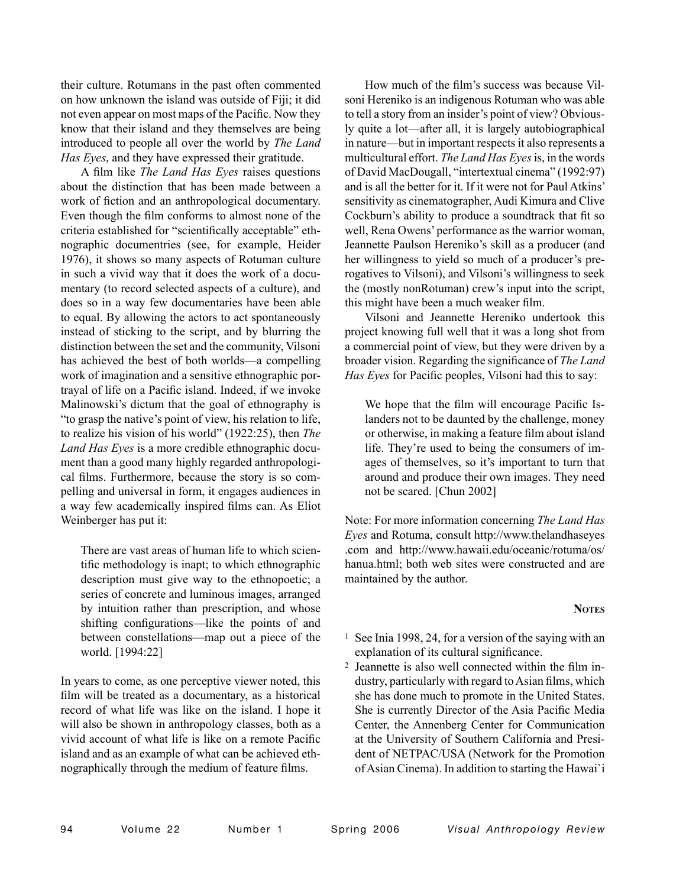their culture. Rotumans in the past often commented on how unknown the island was outside of Fiji; it did not even appear on most maps of the Pacific. Now they know that their island and they themselves are being introduced to people all over the world by *The Land Has Eyes*, and they have expressed their gratitude.

A film like *The Land Has Eyes* raises questions about the distinction that has been made between a work of fiction and an anthropological documentary. Even though the film conforms to almost none of the criteria established for "scientifically acceptable" ethnographic documentries (see, for example, Heider 1976), it shows so many aspects of Rotuman culture in such a vivid way that it does the work of a documentary (to record selected aspects of a culture), and does so in a way few documentaries have been able to equal. By allowing the actors to act spontaneously instead of sticking to the script, and by blurring the distinction between the set and the community, Vilsoni has achieved the best of both worlds—a compelling work of imagination and a sensitive ethnographic portrayal of life on a Pacific island. Indeed, if we invoke Malinowski's dictum that the goal of ethnography is "to grasp the native's point of view, his relation to life, to realize his vision of his world" (1922:25), then *The Land Has Eyes* is a more credible ethnographic document than a good many highly regarded anthropological films. Furthermore, because the story is so compelling and universal in form, it engages audiences in a way few academically inspired films can. As Eliot Weinberger has put it:

> There are vast areas of human life to which scientific methodology is inapt; to which ethnographic description must give way to the ethnopoetic; a series of concrete and luminous images, arranged by intuition rather than prescription, and whose shifting configurations—like the points of and between constellations—map out a piece of the world. [1994:22]

In years to come, as one perceptive viewer noted, this film will be treated as a documentary, as a historical record of what life was like on the island. I hope it will also be shown in anthropology classes, both as a vivid account of what life is like on a remote Pacific island and as an example of what can be achieved ethnographically through the medium of feature films.

How much of the film's success was because Vilsoni Hereniko is an indigenous Rotuman who was able to tell a story from an insider's point of view? Obviously quite a lot—after all, it is largely autobiographical in nature—but in important respects it also represents a multicultural effort. *The Land Has Eyes* is, in the words of David MacDougall, "intertextual cinema" (1992:97) and is all the better for it. If it were not for Paul Atkins' sensitivity as cinematographer, Audi Kimura and Clive Cockburn's ability to produce a soundtrack that fit so well, Rena Owens' performance as the warrior woman, Jeannette Paulson Hereniko's skill as a producer (and her willingness to yield so much of a producer's prerogatives to Vilsoni), and Vilsoni's willingness to seek the (mostly nonRotuman) crew's input into the script, this might have been a much weaker film.

Vilsoni and Jeannette Hereniko undertook this project knowing full well that it was a long shot from a commercial point of view, but they were driven by a broader vision. Regarding the significance of *The Land Has Eyes* for Pacific peoples, Vilsoni had this to say:

> We hope that the film will encourage Pacific Islanders not to be daunted by the challenge, money or otherwise, in making a feature film about island life. They're used to being the consumers of images of themselves, so it's important to turn that around and produce their own images. They need not be scared. [Chun 2002]

Note: For more information concerning *The Land Has Eyes* and Rotuma, consult http://www.thelandhaseyes.com and http://www.hawaii.edu/oceanic/rotuma/os/hanua.html; both web sites were constructed and are maintained by the author.

## Notes

1. See Inia 1998, 24, for a version of the saying with an explanation of its cultural significance.
2. Jeannette is also well connected within the film industry, particularly with regard to Asian films, which she has done much to promote in the United States. She is currently Director of the Asia Pacific Media Center, the Annenberg Center for Communication at the University of Southern California and President of NETPAC/USA (Network for the Promotion of Asian Cinema). In addition to starting the Hawai`i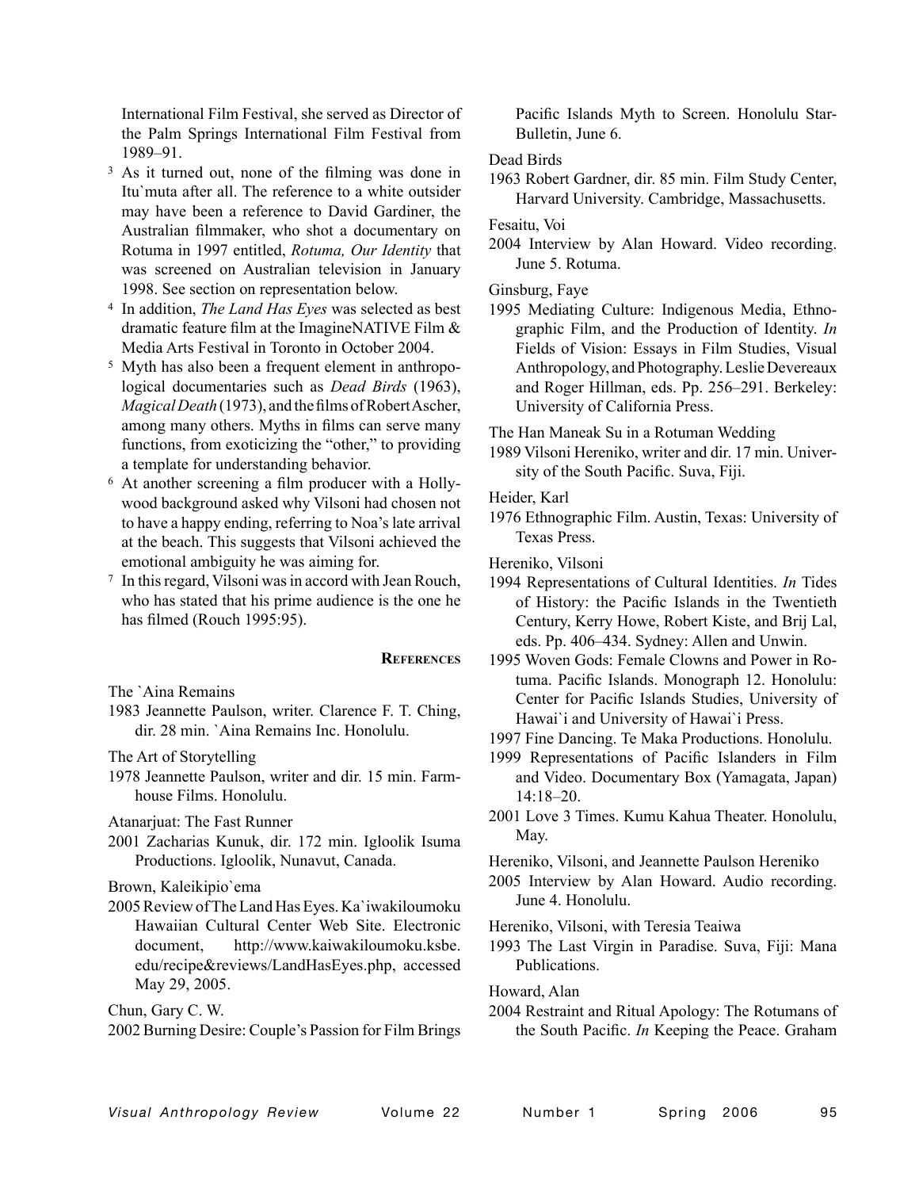International Film Festival, she served as Director of the Palm Springs International Film Festival from 1989–91.

[3] As it turned out, none of the filming was done in Itu`muta after all. The reference to a white outsider may have been a reference to David Gardiner, the Australian filmmaker, who shot a documentary on Rotuma in 1997 entitled, *Rotuma, Our Identity* that was screened on Australian television in January 1998. See section on representation below.

[4] In addition, *The Land Has Eyes* was selected as best dramatic feature film at the ImagineNATIVE Film & Media Arts Festival in Toronto in October 2004.

[5] Myth has also been a frequent element in anthropological documentaries such as *Dead Birds* (1963), *Magical Death* (1973), and the films of Robert Ascher, among many others. Myths in films can serve many functions, from exoticizing the "other," to providing a template for understanding behavior.

[6] At another screening a film producer with a Hollywood background asked why Vilsoni had chosen not to have a happy ending, referring to Noa's late arrival at the beach. This suggests that Vilsoni achieved the emotional ambiguity he was aiming for.

[7] In this regard, Vilsoni was in accord with Jean Rouch, who has stated that his prime audience is the one he has filmed (Rouch 1995:95).

## References

The `Aina Remains
1983 Jeannette Paulson, writer. Clarence F. T. Ching, dir. 28 min. `Aina Remains Inc. Honolulu.

The Art of Storytelling
1978 Jeannette Paulson, writer and dir. 15 min. Farmhouse Films. Honolulu.

Atanarjuat: The Fast Runner
2001 Zacharias Kunuk, dir. 172 min. Igloolik Isuma Productions. Igloolik, Nunavut, Canada.

Brown, Kaleikipio`ema
2005 Review of The Land Has Eyes. Ka`iwakiloumoku Hawaiian Cultural Center Web Site. Electronic document, http://www.kaiwakiloumoku.ksbe.edu/recipe&reviews/LandHasEyes.php, accessed May 29, 2005.

Chun, Gary C. W.
2002 Burning Desire: Couple's Passion for Film Brings Pacific Islands Myth to Screen. Honolulu Star-Bulletin, June 6.

Dead Birds
1963 Robert Gardner, dir. 85 min. Film Study Center, Harvard University. Cambridge, Massachusetts.

Fesaitu, Voi
2004 Interview by Alan Howard. Video recording. June 5. Rotuma.

Ginsburg, Faye
1995 Mediating Culture: Indigenous Media, Ethnographic Film, and the Production of Identity. *In* Fields of Vision: Essays in Film Studies, Visual Anthropology, and Photography. Leslie Devereaux and Roger Hillman, eds. Pp. 256–291. Berkeley: University of California Press.

The Han Maneak Su in a Rotuman Wedding
1989 Vilsoni Hereniko, writer and dir. 17 min. University of the South Pacific. Suva, Fiji.

Heider, Karl
1976 Ethnographic Film. Austin, Texas: University of Texas Press.

Hereniko, Vilsoni
1994 Representations of Cultural Identities. *In* Tides of History: the Pacific Islands in the Twentieth Century, Kerry Howe, Robert Kiste, and Brij Lal, eds. Pp. 406–434. Sydney: Allen and Unwin.
1995 Woven Gods: Female Clowns and Power in Rotuma. Pacific Islands. Monograph 12. Honolulu: Center for Pacific Islands Studies, University of Hawai`i and University of Hawai`i Press.
1997 Fine Dancing. Te Maka Productions. Honolulu.
1999 Representations of Pacific Islanders in Film and Video. Documentary Box (Yamagata, Japan) 14:18–20.
2001 Love 3 Times. Kumu Kahua Theater. Honolulu, May.

Hereniko, Vilsoni, and Jeannette Paulson Hereniko
2005 Interview by Alan Howard. Audio recording. June 4. Honolulu.

Hereniko, Vilsoni, with Teresia Teaiwa
1993 The Last Virgin in Paradise. Suva, Fiji: Mana Publications.

Howard, Alan
2004 Restraint and Ritual Apology: The Rotumans of the South Pacific. *In* Keeping the Peace. Graham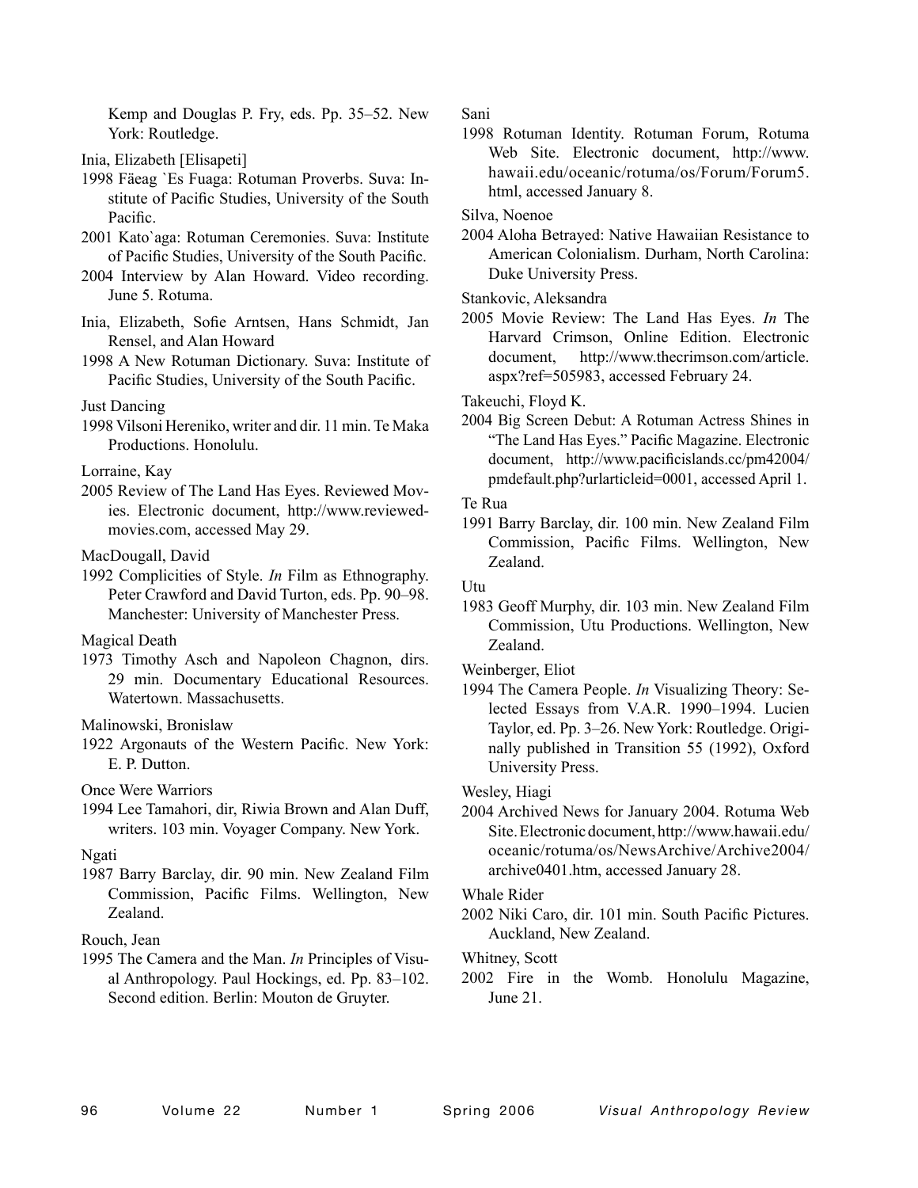Kemp and Douglas P. Fry, eds. Pp. 35–52. New York: Routledge.

Inia, Elizabeth [Elisapeti]

1998 Fäeag `Es Fuaga: Rotuman Proverbs. Suva: Institute of Pacific Studies, University of the South Pacific.

2001 Kato`aga: Rotuman Ceremonies. Suva: Institute of Pacific Studies, University of the South Pacific.

2004 Interview by Alan Howard. Video recording. June 5. Rotuma.

Inia, Elizabeth, Sofie Arntsen, Hans Schmidt, Jan Rensel, and Alan Howard

1998 A New Rotuman Dictionary. Suva: Institute of Pacific Studies, University of the South Pacific.

Just Dancing

1998 Vilsoni Hereniko, writer and dir. 11 min. Te Maka Productions. Honolulu.

Lorraine, Kay

2005 Review of The Land Has Eyes. Reviewed Movies. Electronic document, http://www.reviewed-movies.com, accessed May 29.

MacDougall, David

1992 Complicities of Style. *In* Film as Ethnography. Peter Crawford and David Turton, eds. Pp. 90–98. Manchester: University of Manchester Press.

Magical Death

1973 Timothy Asch and Napoleon Chagnon, dirs. 29 min. Documentary Educational Resources. Watertown. Massachusetts.

Malinowski, Bronislaw

1922 Argonauts of the Western Pacific. New York: E. P. Dutton.

Once Were Warriors

1994 Lee Tamahori, dir, Riwia Brown and Alan Duff, writers. 103 min. Voyager Company. New York.

Ngati

1987 Barry Barclay, dir. 90 min. New Zealand Film Commission, Pacific Films. Wellington, New Zealand.

Rouch, Jean

1995 The Camera and the Man. *In* Principles of Visual Anthropology. Paul Hockings, ed. Pp. 83–102. Second edition. Berlin: Mouton de Gruyter.

Sani

1998 Rotuman Identity. Rotuman Forum, Rotuma Web Site. Electronic document, http://www.hawaii.edu/oceanic/rotuma/os/Forum/Forum5.html, accessed January 8.

Silva, Noenoe

2004 Aloha Betrayed: Native Hawaiian Resistance to American Colonialism. Durham, North Carolina: Duke University Press.

Stankovic, Aleksandra

2005 Movie Review: The Land Has Eyes. *In* The Harvard Crimson, Online Edition. Electronic document, http://www.thecrimson.com/article.aspx?ref=505983, accessed February 24.

Takeuchi, Floyd K.

2004 Big Screen Debut: A Rotuman Actress Shines in "The Land Has Eyes." Pacific Magazine. Electronic document, http://www.pacificislands.cc/pm42004/pmdefault.php?urlarticleid=0001, accessed April 1.

Te Rua

1991 Barry Barclay, dir. 100 min. New Zealand Film Commission, Pacific Films. Wellington, New Zealand.

Utu

1983 Geoff Murphy, dir. 103 min. New Zealand Film Commission, Utu Productions. Wellington, New Zealand.

Weinberger, Eliot

1994 The Camera People. *In* Visualizing Theory: Selected Essays from V.A.R. 1990–1994. Lucien Taylor, ed. Pp. 3–26. New York: Routledge. Originally published in Transition 55 (1992), Oxford University Press.

Wesley, Hiagi

2004 Archived News for January 2004. Rotuma Web Site. Electronic document, http://www.hawaii.edu/oceanic/rotuma/os/NewsArchive/Archive2004/archive0401.htm, accessed January 28.

Whale Rider

2002 Niki Caro, dir. 101 min. South Pacific Pictures. Auckland, New Zealand.

Whitney, Scott

2002 Fire in the Womb. Honolulu Magazine, June 21.